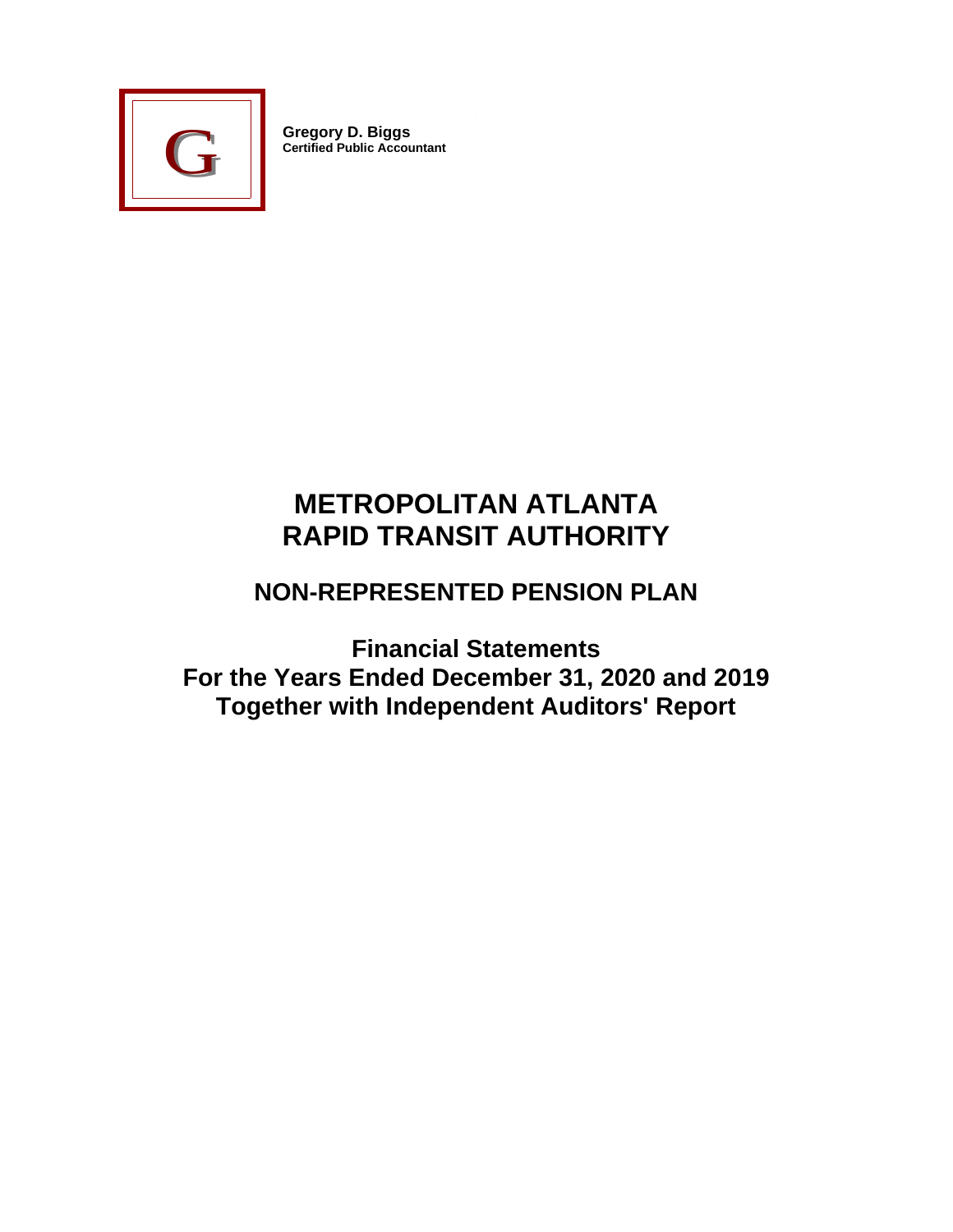Gregory D. Biggs
**Certified Public Accountant**

# METROPOLITAN ATLANTA RAPID TRANSIT AUTHORITY

## NON-REPRESENTED PENSION PLAN

### Financial Statements
### For the Years Ended December 31, 2020 and 2019
### Together with Independent Auditors' Report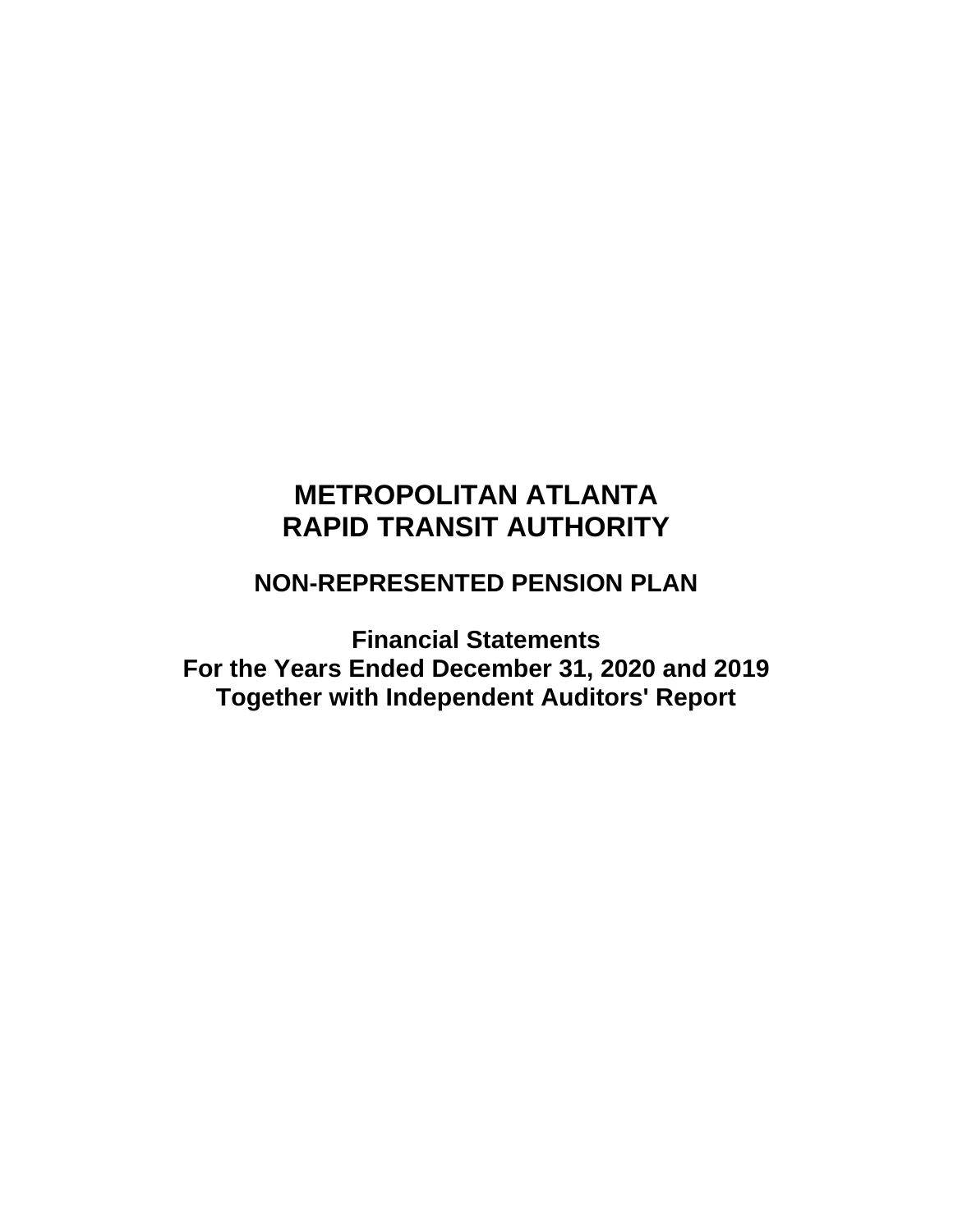# METROPOLITAN ATLANTA RAPID TRANSIT AUTHORITY

## NON-REPRESENTED PENSION PLAN

**Financial Statements**
**For the Years Ended December 31, 2020 and 2019**
**Together with Independent Auditors' Report**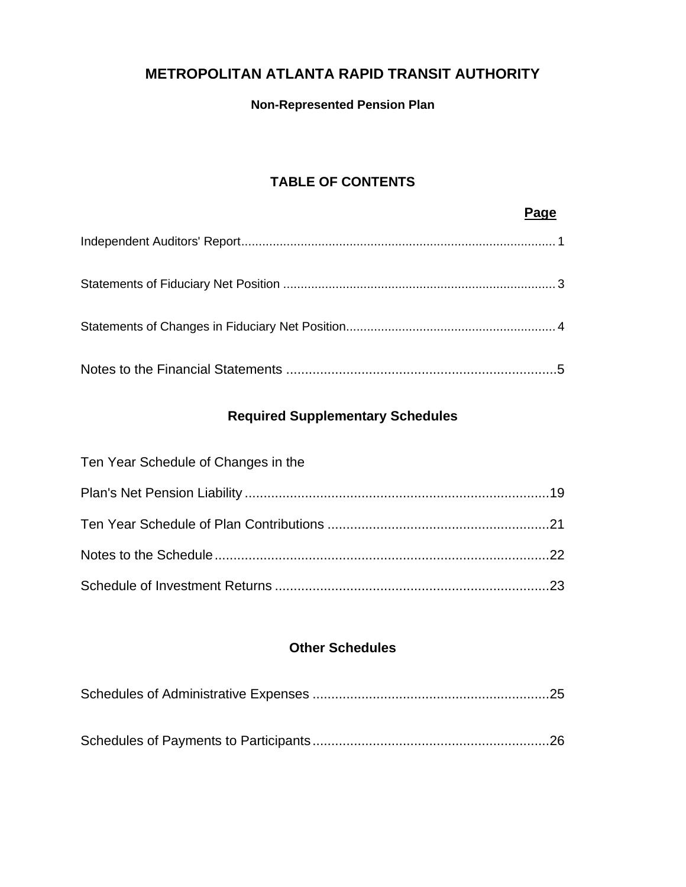# METROPOLITAN ATLANTA RAPID TRANSIT AUTHORITY

**Non-Represented Pension Plan**

## TABLE OF CONTENTS

| | Page |
|---|---|
| Independent Auditors' Report | 1 |
| Statements of Fiduciary Net Position | 3 |
| Statements of Changes in Fiduciary Net Position | 4 |
| Notes to the Financial Statements | 5 |

## Required Supplementary Schedules

| | |
|---|---|
| Ten Year Schedule of Changes in the Plan's Net Pension Liability | 19 |
| Ten Year Schedule of Plan Contributions | 21 |
| Notes to the Schedule | 22 |
| Schedule of Investment Returns | 23 |

## Other Schedules

| | |
|---|---|
| Schedules of Administrative Expenses | 25 |
| Schedules of Payments to Participants | 26 |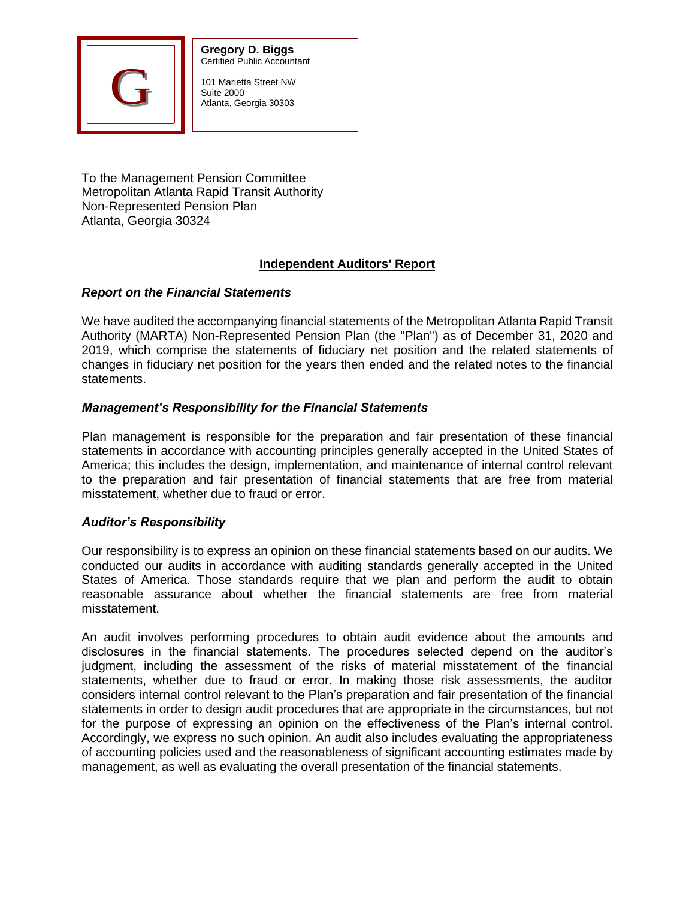**Gregory D. Biggs**
Certified Public Accountant

101 Marietta Street NW
Suite 2000
Atlanta, Georgia 30303

To the Management Pension Committee
Metropolitan Atlanta Rapid Transit Authority
Non-Represented Pension Plan
Atlanta, Georgia 30324

## Independent Auditors' Report

### *Report on the Financial Statements*

We have audited the accompanying financial statements of the Metropolitan Atlanta Rapid Transit Authority (MARTA) Non-Represented Pension Plan (the "Plan") as of December 31, 2020 and 2019, which comprise the statements of fiduciary net position and the related statements of changes in fiduciary net position for the years then ended and the related notes to the financial statements.

### *Management's Responsibility for the Financial Statements*

Plan management is responsible for the preparation and fair presentation of these financial statements in accordance with accounting principles generally accepted in the United States of America; this includes the design, implementation, and maintenance of internal control relevant to the preparation and fair presentation of financial statements that are free from material misstatement, whether due to fraud or error.

### *Auditor's Responsibility*

Our responsibility is to express an opinion on these financial statements based on our audits. We conducted our audits in accordance with auditing standards generally accepted in the United States of America. Those standards require that we plan and perform the audit to obtain reasonable assurance about whether the financial statements are free from material misstatement.

An audit involves performing procedures to obtain audit evidence about the amounts and disclosures in the financial statements. The procedures selected depend on the auditor's judgment, including the assessment of the risks of material misstatement of the financial statements, whether due to fraud or error. In making those risk assessments, the auditor considers internal control relevant to the Plan's preparation and fair presentation of the financial statements in order to design audit procedures that are appropriate in the circumstances, but not for the purpose of expressing an opinion on the effectiveness of the Plan's internal control. Accordingly, we express no such opinion. An audit also includes evaluating the appropriateness of accounting policies used and the reasonableness of significant accounting estimates made by management, as well as evaluating the overall presentation of the financial statements.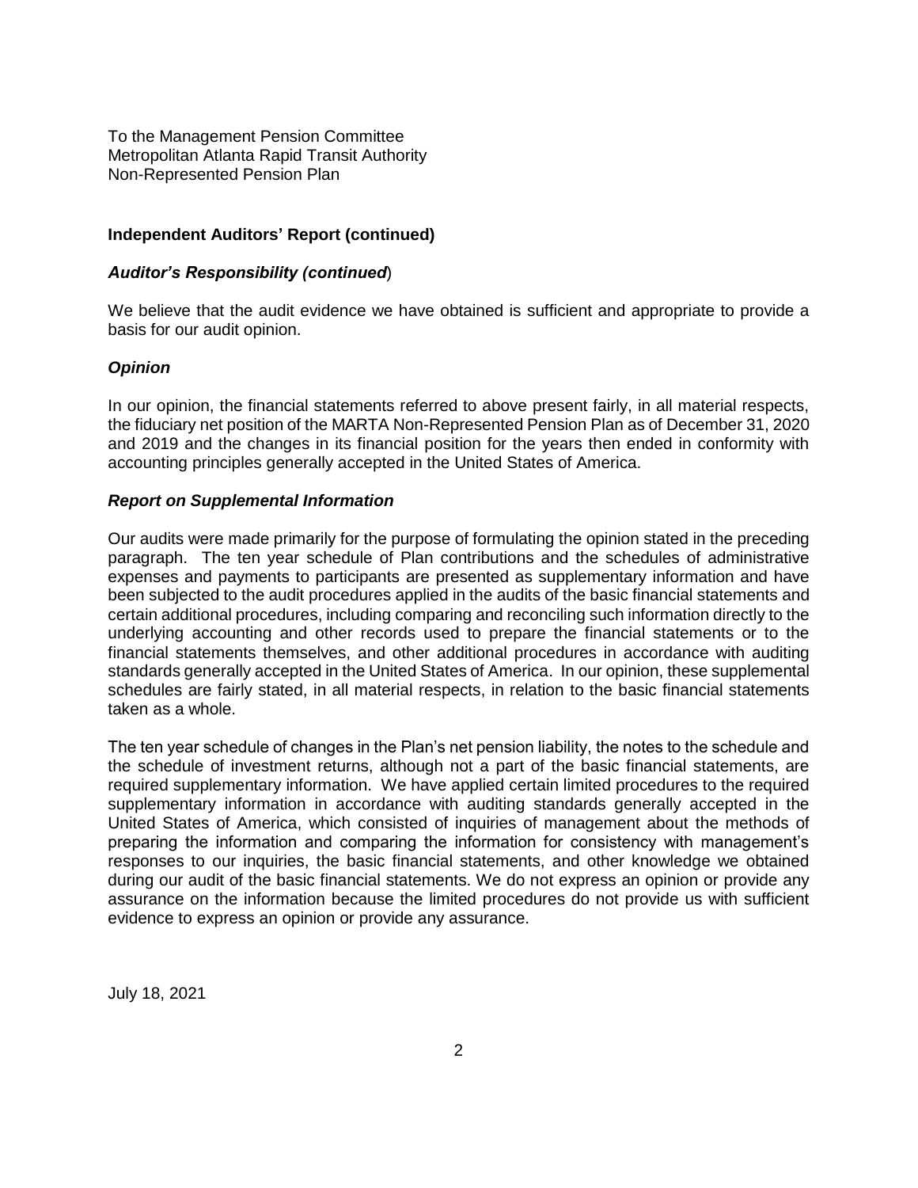To the Management Pension Committee
Metropolitan Atlanta Rapid Transit Authority
Non-Represented Pension Plan

**Independent Auditors' Report (continued)**

***Auditor's Responsibility (continued)***

We believe that the audit evidence we have obtained is sufficient and appropriate to provide a basis for our audit opinion.

***Opinion***

In our opinion, the financial statements referred to above present fairly, in all material respects, the fiduciary net position of the MARTA Non-Represented Pension Plan as of December 31, 2020 and 2019 and the changes in its financial position for the years then ended in conformity with accounting principles generally accepted in the United States of America.

***Report on Supplemental Information***

Our audits were made primarily for the purpose of formulating the opinion stated in the preceding paragraph. The ten year schedule of Plan contributions and the schedules of administrative expenses and payments to participants are presented as supplementary information and have been subjected to the audit procedures applied in the audits of the basic financial statements and certain additional procedures, including comparing and reconciling such information directly to the underlying accounting and other records used to prepare the financial statements or to the financial statements themselves, and other additional procedures in accordance with auditing standards generally accepted in the United States of America. In our opinion, these supplemental schedules are fairly stated, in all material respects, in relation to the basic financial statements taken as a whole.

The ten year schedule of changes in the Plan's net pension liability, the notes to the schedule and the schedule of investment returns, although not a part of the basic financial statements, are required supplementary information. We have applied certain limited procedures to the required supplementary information in accordance with auditing standards generally accepted in the United States of America, which consisted of inquiries of management about the methods of preparing the information and comparing the information for consistency with management's responses to our inquiries, the basic financial statements, and other knowledge we obtained during our audit of the basic financial statements. We do not express an opinion or provide any assurance on the information because the limited procedures do not provide us with sufficient evidence to express an opinion or provide any assurance.

July 18, 2021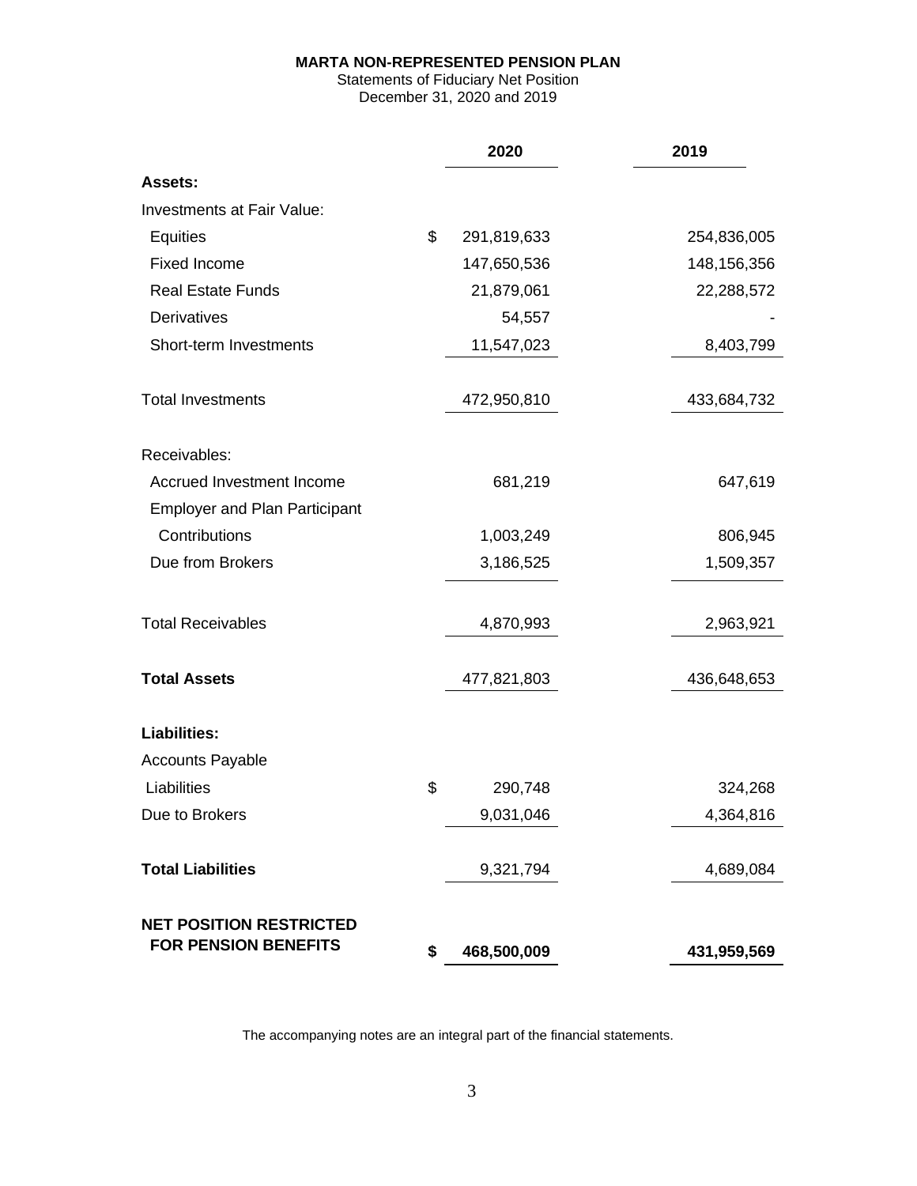# MARTA NON-REPRESENTED PENSION PLAN

Statements of Fiduciary Net Position
December 31, 2020 and 2019

| | 2020 | 2019 |
|---|---|---|
| **Assets:** | | |
| Investments at Fair Value: | | |
| Equities | $ 291,819,633 | 254,836,005 |
| Fixed Income | 147,650,536 | 148,156,356 |
| Real Estate Funds | 21,879,061 | 22,288,572 |
| Derivatives | 54,557 | - |
| Short-term Investments | 11,547,023 | 8,403,799 |
| Total Investments | 472,950,810 | 433,684,732 |
| Receivables: | | |
| Accrued Investment Income | 681,219 | 647,619 |
| Employer and Plan Participant Contributions | 1,003,249 | 806,945 |
| Due from Brokers | 3,186,525 | 1,509,357 |
| Total Receivables | 4,870,993 | 2,963,921 |
| **Total Assets** | 477,821,803 | 436,648,653 |
| **Liabilities:** | | |
| Accounts Payable Liabilities | $ 290,748 | 324,268 |
| Due to Brokers | 9,031,046 | 4,364,816 |
| **Total Liabilities** | 9,321,794 | 4,689,084 |
| **NET POSITION RESTRICTED FOR PENSION BENEFITS** | **$ 468,500,009** | **431,959,569** |

The accompanying notes are an integral part of the financial statements.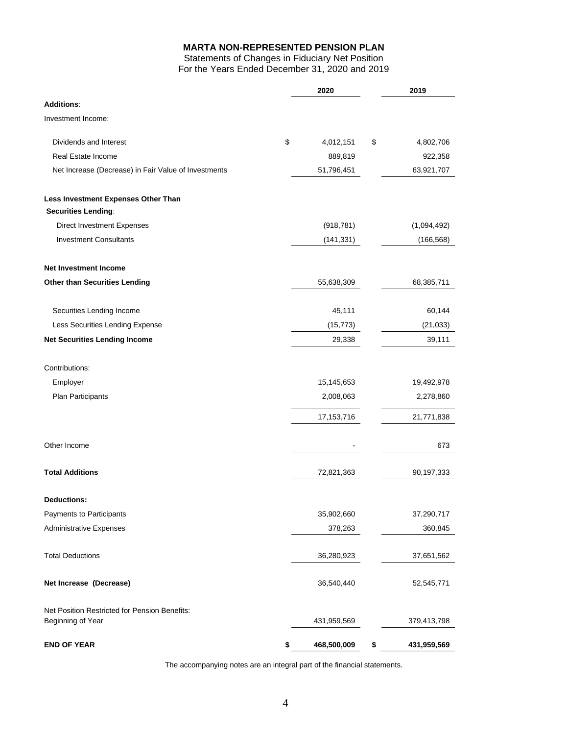# MARTA NON-REPRESENTED PENSION PLAN

Statements of Changes in Fiduciary Net Position
For the Years Ended December 31, 2020 and 2019

| | 2020 | 2019 |
|---|---|---|
| **Additions**: | | |
| Investment Income: | | |
| Dividends and Interest | $ 4,012,151 | $ 4,802,706 |
| Real Estate Income | 889,819 | 922,358 |
| Net Increase (Decrease) in Fair Value of Investments | 51,796,451 | 63,921,707 |
| **Less Investment Expenses Other Than Securities Lending**: | | |
| Direct Investment Expenses | (918,781) | (1,094,492) |
| Investment Consultants | (141,331) | (166,568) |
| **Net Investment Income Other than Securities Lending** | 55,638,309 | 68,385,711 |
| Securities Lending Income | 45,111 | 60,144 |
| Less Securities Lending Expense | (15,773) | (21,033) |
| **Net Securities Lending Income** | 29,338 | 39,111 |
| Contributions: | | |
| Employer | 15,145,653 | 19,492,978 |
| Plan Participants | 2,008,063 | 2,278,860 |
| | 17,153,716 | 21,771,838 |
| Other Income | - | 673 |
| **Total Additions** | 72,821,363 | 90,197,333 |
| **Deductions:** | | |
| Payments to Participants | 35,902,660 | 37,290,717 |
| Administrative Expenses | 378,263 | 360,845 |
| Total Deductions | 36,280,923 | 37,651,562 |
| **Net Increase (Decrease)** | 36,540,440 | 52,545,771 |
| Net Position Restricted for Pension Benefits: Beginning of Year | 431,959,569 | 379,413,798 |
| **END OF YEAR** | **$ 468,500,009** | **$ 431,959,569** |

The accompanying notes are an integral part of the financial statements.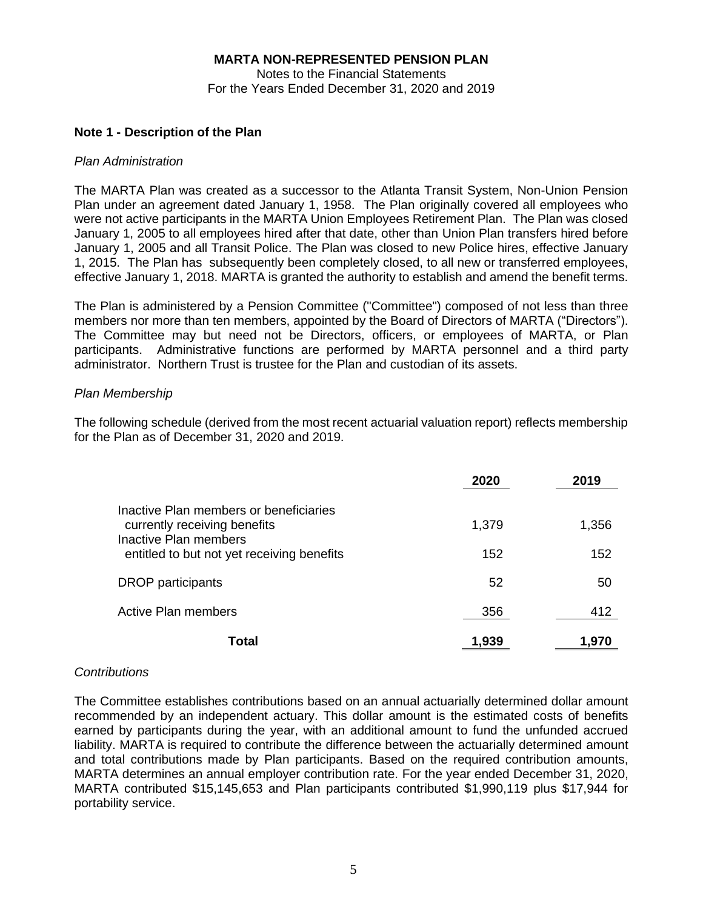**MARTA NON-REPRESENTED PENSION PLAN**

Notes to the Financial Statements

For the Years Ended December 31, 2020 and 2019

## Note 1 - Description of the Plan

*Plan Administration*

The MARTA Plan was created as a successor to the Atlanta Transit System, Non-Union Pension Plan under an agreement dated January 1, 1958. The Plan originally covered all employees who were not active participants in the MARTA Union Employees Retirement Plan. The Plan was closed January 1, 2005 to all employees hired after that date, other than Union Plan transfers hired before January 1, 2005 and all Transit Police. The Plan was closed to new Police hires, effective January 1, 2015. The Plan has subsequently been completely closed, to all new or transferred employees, effective January 1, 2018. MARTA is granted the authority to establish and amend the benefit terms.

The Plan is administered by a Pension Committee ("Committee") composed of not less than three members nor more than ten members, appointed by the Board of Directors of MARTA ("Directors"). The Committee may but need not be Directors, officers, or employees of MARTA, or Plan participants. Administrative functions are performed by MARTA personnel and a third party administrator. Northern Trust is trustee for the Plan and custodian of its assets.

*Plan Membership*

The following schedule (derived from the most recent actuarial valuation report) reflects membership for the Plan as of December 31, 2020 and 2019.

| | 2020 | 2019 |
|---|---|---|
| Inactive Plan members or beneficiaries currently receiving benefits | 1,379 | 1,356 |
| Inactive Plan members entitled to but not yet receiving benefits | 152 | 152 |
| DROP participants | 52 | 50 |
| Active Plan members | 356 | 412 |
| **Total** | **1,939** | **1,970** |

*Contributions*

The Committee establishes contributions based on an annual actuarially determined dollar amount recommended by an independent actuary. This dollar amount is the estimated costs of benefits earned by participants during the year, with an additional amount to fund the unfunded accrued liability. MARTA is required to contribute the difference between the actuarially determined amount and total contributions made by Plan participants. Based on the required contribution amounts, MARTA determines an annual employer contribution rate. For the year ended December 31, 2020, MARTA contributed $15,145,653 and Plan participants contributed $1,990,119 plus $17,944 for portability service.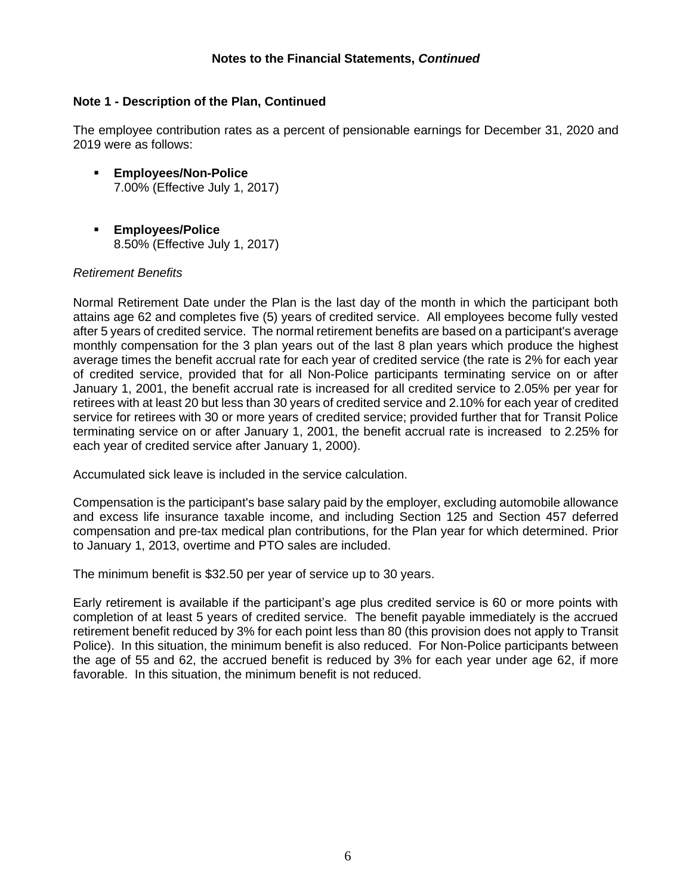## Notes to the Financial Statements, *Continued*

### Note 1 - Description of the Plan, Continued

The employee contribution rates as a percent of pensionable earnings for December 31, 2020 and 2019 were as follows:

- **Employees/Non-Police**
  7.00% (Effective July 1, 2017)

- **Employees/Police**
  8.50% (Effective July 1, 2017)

*Retirement Benefits*

Normal Retirement Date under the Plan is the last day of the month in which the participant both attains age 62 and completes five (5) years of credited service. All employees become fully vested after 5 years of credited service. The normal retirement benefits are based on a participant's average monthly compensation for the 3 plan years out of the last 8 plan years which produce the highest average times the benefit accrual rate for each year of credited service (the rate is 2% for each year of credited service, provided that for all Non-Police participants terminating service on or after January 1, 2001, the benefit accrual rate is increased for all credited service to 2.05% per year for retirees with at least 20 but less than 30 years of credited service and 2.10% for each year of credited service for retirees with 30 or more years of credited service; provided further that for Transit Police terminating service on or after January 1, 2001, the benefit accrual rate is increased to 2.25% for each year of credited service after January 1, 2000).

Accumulated sick leave is included in the service calculation.

Compensation is the participant's base salary paid by the employer, excluding automobile allowance and excess life insurance taxable income, and including Section 125 and Section 457 deferred compensation and pre-tax medical plan contributions, for the Plan year for which determined. Prior to January 1, 2013, overtime and PTO sales are included.

The minimum benefit is $32.50 per year of service up to 30 years.

Early retirement is available if the participant's age plus credited service is 60 or more points with completion of at least 5 years of credited service. The benefit payable immediately is the accrued retirement benefit reduced by 3% for each point less than 80 (this provision does not apply to Transit Police). In this situation, the minimum benefit is also reduced. For Non-Police participants between the age of 55 and 62, the accrued benefit is reduced by 3% for each year under age 62, if more favorable. In this situation, the minimum benefit is not reduced.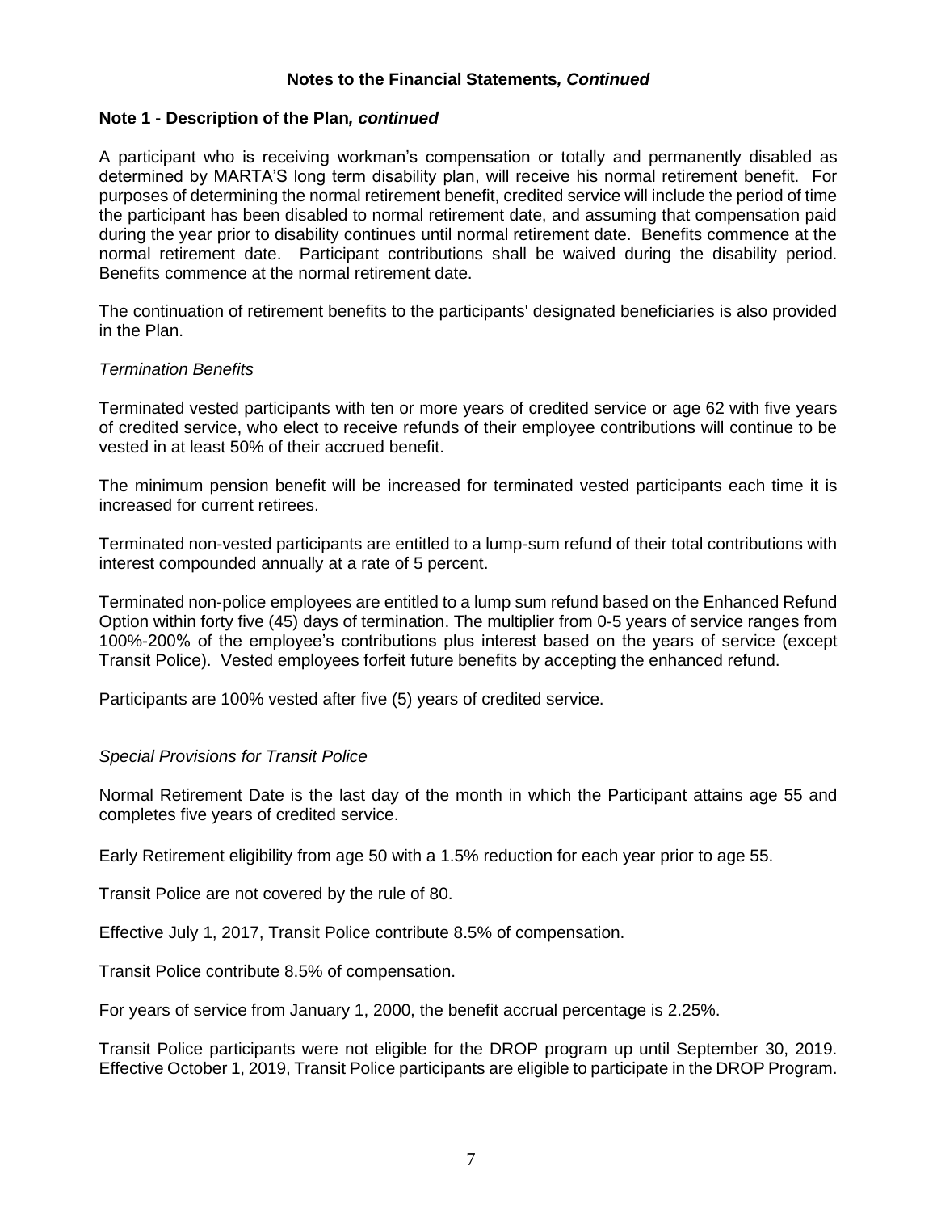**Notes to the Financial Statements, *Continued***

**Note 1 - Description of the Plan*, continued***

A participant who is receiving workman's compensation or totally and permanently disabled as determined by MARTA'S long term disability plan, will receive his normal retirement benefit. For purposes of determining the normal retirement benefit, credited service will include the period of time the participant has been disabled to normal retirement date, and assuming that compensation paid during the year prior to disability continues until normal retirement date. Benefits commence at the normal retirement date. Participant contributions shall be waived during the disability period. Benefits commence at the normal retirement date.

The continuation of retirement benefits to the participants' designated beneficiaries is also provided in the Plan.

*Termination Benefits*

Terminated vested participants with ten or more years of credited service or age 62 with five years of credited service, who elect to receive refunds of their employee contributions will continue to be vested in at least 50% of their accrued benefit.

The minimum pension benefit will be increased for terminated vested participants each time it is increased for current retirees.

Terminated non-vested participants are entitled to a lump-sum refund of their total contributions with interest compounded annually at a rate of 5 percent.

Terminated non-police employees are entitled to a lump sum refund based on the Enhanced Refund Option within forty five (45) days of termination. The multiplier from 0-5 years of service ranges from 100%-200% of the employee's contributions plus interest based on the years of service (except Transit Police). Vested employees forfeit future benefits by accepting the enhanced refund.

Participants are 100% vested after five (5) years of credited service.

*Special Provisions for Transit Police*

Normal Retirement Date is the last day of the month in which the Participant attains age 55 and completes five years of credited service.

Early Retirement eligibility from age 50 with a 1.5% reduction for each year prior to age 55.

Transit Police are not covered by the rule of 80.

Effective July 1, 2017, Transit Police contribute 8.5% of compensation.

Transit Police contribute 8.5% of compensation.

For years of service from January 1, 2000, the benefit accrual percentage is 2.25%.

Transit Police participants were not eligible for the DROP program up until September 30, 2019. Effective October 1, 2019, Transit Police participants are eligible to participate in the DROP Program.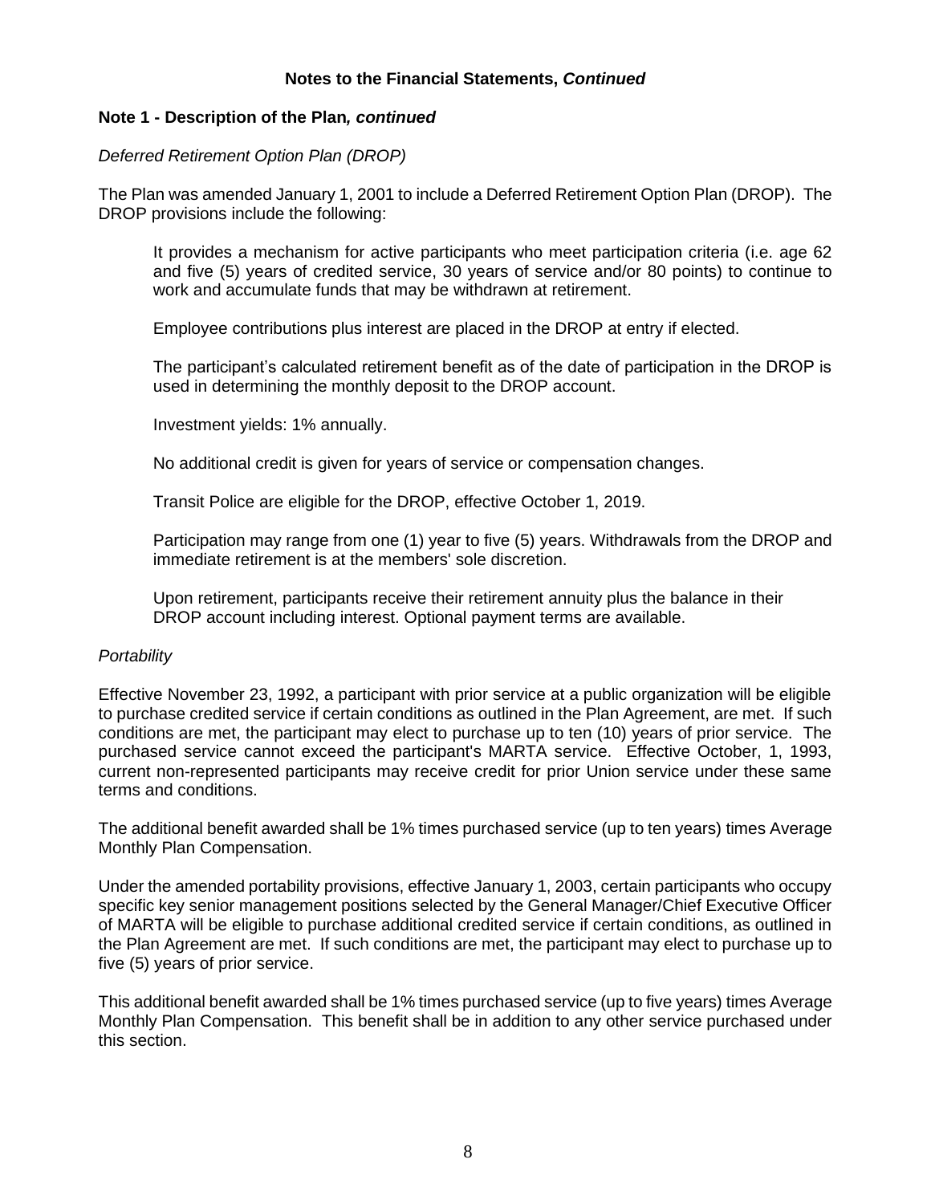**Notes to the Financial Statements, *Continued***

**Note 1 - Description of the Plan*, continued***

*Deferred Retirement Option Plan (DROP)*

The Plan was amended January 1, 2001 to include a Deferred Retirement Option Plan (DROP). The DROP provisions include the following:

> It provides a mechanism for active participants who meet participation criteria (i.e. age 62 and five (5) years of credited service, 30 years of service and/or 80 points) to continue to work and accumulate funds that may be withdrawn at retirement.
>
> Employee contributions plus interest are placed in the DROP at entry if elected.
>
> The participant's calculated retirement benefit as of the date of participation in the DROP is used in determining the monthly deposit to the DROP account.
>
> Investment yields: 1% annually.
>
> No additional credit is given for years of service or compensation changes.
>
> Transit Police are eligible for the DROP, effective October 1, 2019.
>
> Participation may range from one (1) year to five (5) years. Withdrawals from the DROP and immediate retirement is at the members' sole discretion.
>
> Upon retirement, participants receive their retirement annuity plus the balance in their DROP account including interest. Optional payment terms are available.

*Portability*

Effective November 23, 1992, a participant with prior service at a public organization will be eligible to purchase credited service if certain conditions as outlined in the Plan Agreement, are met. If such conditions are met, the participant may elect to purchase up to ten (10) years of prior service. The purchased service cannot exceed the participant's MARTA service. Effective October, 1, 1993, current non-represented participants may receive credit for prior Union service under these same terms and conditions.

The additional benefit awarded shall be 1% times purchased service (up to ten years) times Average Monthly Plan Compensation.

Under the amended portability provisions, effective January 1, 2003, certain participants who occupy specific key senior management positions selected by the General Manager/Chief Executive Officer of MARTA will be eligible to purchase additional credited service if certain conditions, as outlined in the Plan Agreement are met. If such conditions are met, the participant may elect to purchase up to five (5) years of prior service.

This additional benefit awarded shall be 1% times purchased service (up to five years) times Average Monthly Plan Compensation. This benefit shall be in addition to any other service purchased under this section.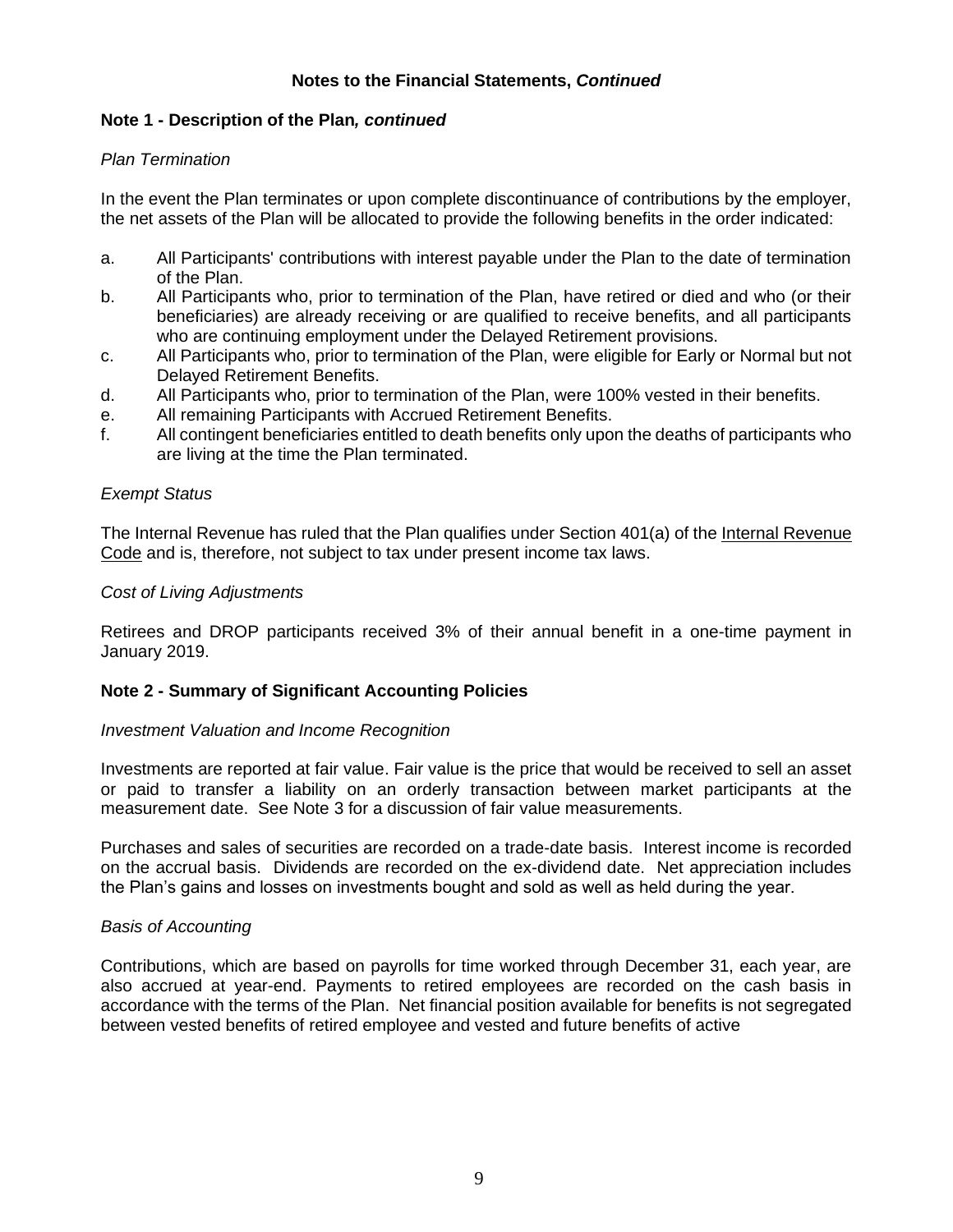## Notes to the Financial Statements, *Continued*

### Note 1 - Description of the Plan*, continued*

*Plan Termination*

In the event the Plan terminates or upon complete discontinuance of contributions by the employer, the net assets of the Plan will be allocated to provide the following benefits in the order indicated:

a. All Participants' contributions with interest payable under the Plan to the date of termination of the Plan.
b. All Participants who, prior to termination of the Plan, have retired or died and who (or their beneficiaries) are already receiving or are qualified to receive benefits, and all participants who are continuing employment under the Delayed Retirement provisions.
c. All Participants who, prior to termination of the Plan, were eligible for Early or Normal but not Delayed Retirement Benefits.
d. All Participants who, prior to termination of the Plan, were 100% vested in their benefits.
e. All remaining Participants with Accrued Retirement Benefits.
f. All contingent beneficiaries entitled to death benefits only upon the deaths of participants who are living at the time the Plan terminated.

*Exempt Status*

The Internal Revenue has ruled that the Plan qualifies under Section 401(a) of the Internal Revenue Code and is, therefore, not subject to tax under present income tax laws.

*Cost of Living Adjustments*

Retirees and DROP participants received 3% of their annual benefit in a one-time payment in January 2019.

### Note 2 - Summary of Significant Accounting Policies

*Investment Valuation and Income Recognition*

Investments are reported at fair value. Fair value is the price that would be received to sell an asset or paid to transfer a liability on an orderly transaction between market participants at the measurement date. See Note 3 for a discussion of fair value measurements.

Purchases and sales of securities are recorded on a trade-date basis. Interest income is recorded on the accrual basis. Dividends are recorded on the ex-dividend date. Net appreciation includes the Plan's gains and losses on investments bought and sold as well as held during the year.

*Basis of Accounting*

Contributions, which are based on payrolls for time worked through December 31, each year, are also accrued at year-end. Payments to retired employees are recorded on the cash basis in accordance with the terms of the Plan. Net financial position available for benefits is not segregated between vested benefits of retired employee and vested and future benefits of active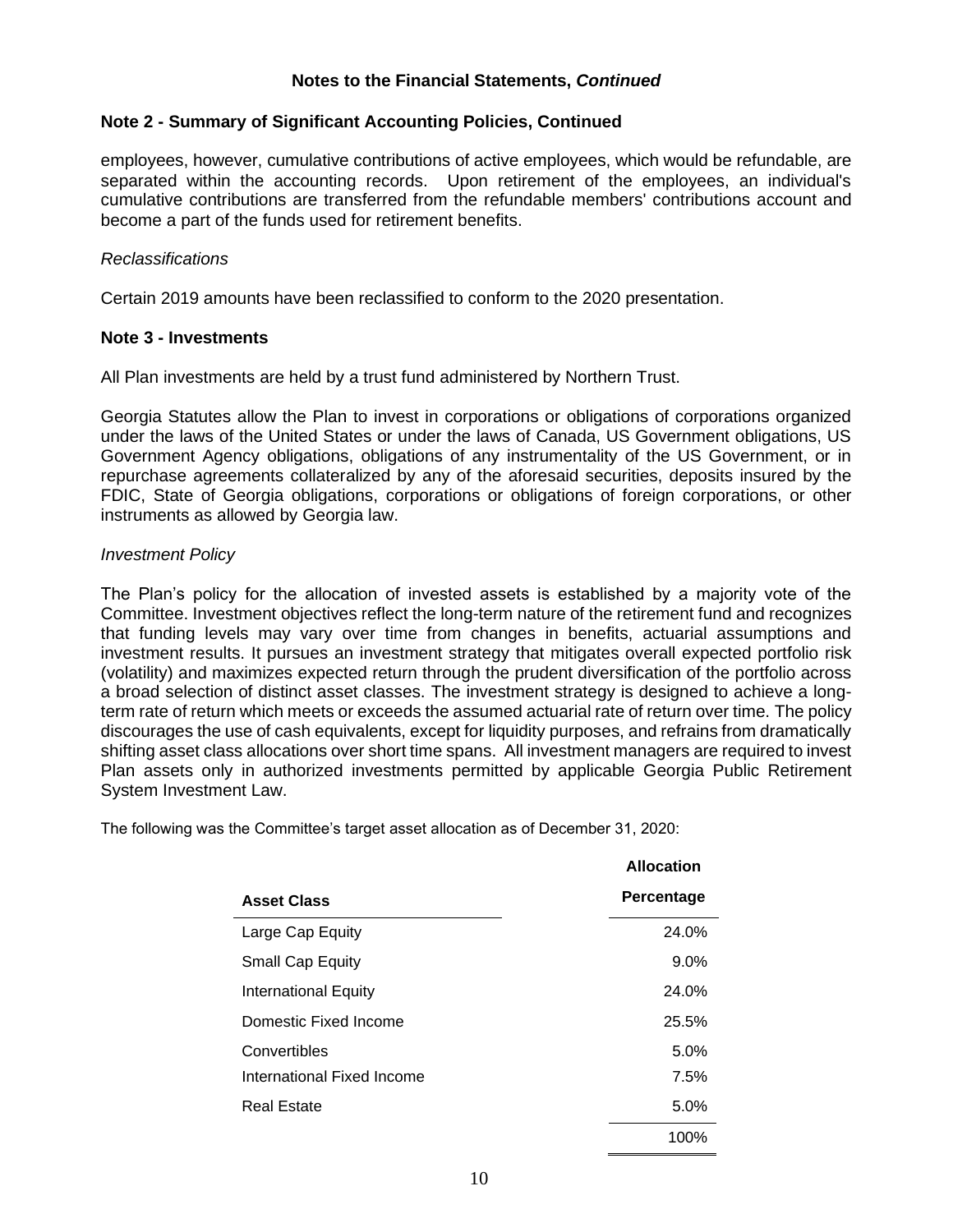## Notes to the Financial Statements, *Continued*

### Note 2 - Summary of Significant Accounting Policies, Continued

employees, however, cumulative contributions of active employees, which would be refundable, are separated within the accounting records. Upon retirement of the employees, an individual's cumulative contributions are transferred from the refundable members' contributions account and become a part of the funds used for retirement benefits.

*Reclassifications*

Certain 2019 amounts have been reclassified to conform to the 2020 presentation.

### Note 3 - Investments

All Plan investments are held by a trust fund administered by Northern Trust.

Georgia Statutes allow the Plan to invest in corporations or obligations of corporations organized under the laws of the United States or under the laws of Canada, US Government obligations, US Government Agency obligations, obligations of any instrumentality of the US Government, or in repurchase agreements collateralized by any of the aforesaid securities, deposits insured by the FDIC, State of Georgia obligations, corporations or obligations of foreign corporations, or other instruments as allowed by Georgia law.

*Investment Policy*

The Plan's policy for the allocation of invested assets is established by a majority vote of the Committee. Investment objectives reflect the long-term nature of the retirement fund and recognizes that funding levels may vary over time from changes in benefits, actuarial assumptions and investment results. It pursues an investment strategy that mitigates overall expected portfolio risk (volatility) and maximizes expected return through the prudent diversification of the portfolio across a broad selection of distinct asset classes. The investment strategy is designed to achieve a long-term rate of return which meets or exceeds the assumed actuarial rate of return over time. The policy discourages the use of cash equivalents, except for liquidity purposes, and refrains from dramatically shifting asset class allocations over short time spans. All investment managers are required to invest Plan assets only in authorized investments permitted by applicable Georgia Public Retirement System Investment Law.

The following was the Committee's target asset allocation as of December 31, 2020:

| Asset Class | Allocation Percentage |
|---|---|
| Large Cap Equity | 24.0% |
| Small Cap Equity | 9.0% |
| International Equity | 24.0% |
| Domestic Fixed Income | 25.5% |
| Convertibles | 5.0% |
| International Fixed Income | 7.5% |
| Real Estate | 5.0% |
| | 100% |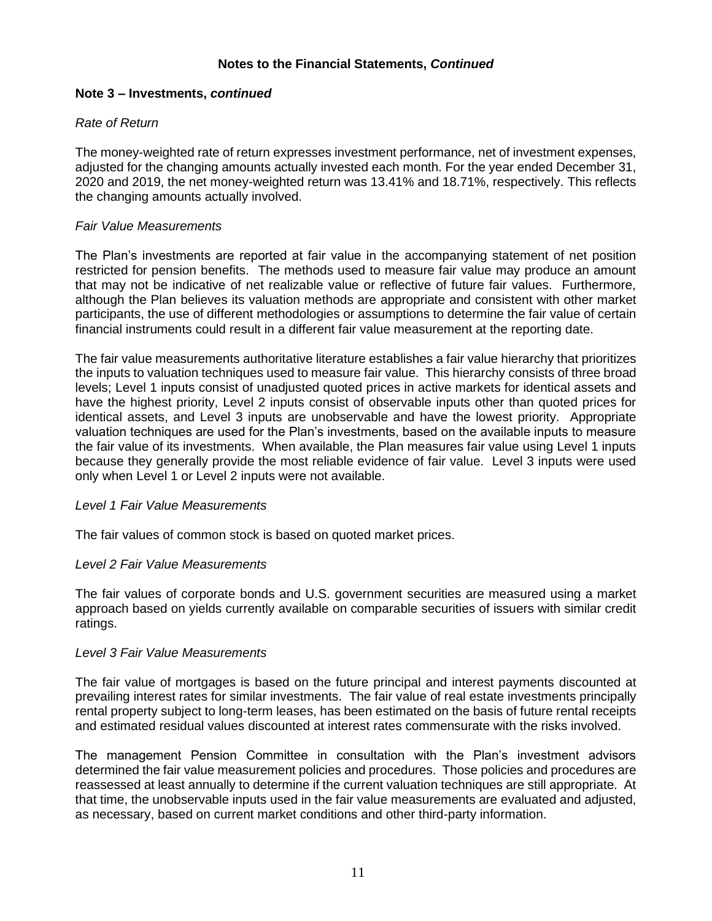## Notes to the Financial Statements, *Continued*

### Note 3 – Investments, *continued*

*Rate of Return*

The money-weighted rate of return expresses investment performance, net of investment expenses, adjusted for the changing amounts actually invested each month. For the year ended December 31, 2020 and 2019, the net money-weighted return was 13.41% and 18.71%, respectively. This reflects the changing amounts actually involved.

*Fair Value Measurements*

The Plan's investments are reported at fair value in the accompanying statement of net position restricted for pension benefits. The methods used to measure fair value may produce an amount that may not be indicative of net realizable value or reflective of future fair values. Furthermore, although the Plan believes its valuation methods are appropriate and consistent with other market participants, the use of different methodologies or assumptions to determine the fair value of certain financial instruments could result in a different fair value measurement at the reporting date.

The fair value measurements authoritative literature establishes a fair value hierarchy that prioritizes the inputs to valuation techniques used to measure fair value. This hierarchy consists of three broad levels; Level 1 inputs consist of unadjusted quoted prices in active markets for identical assets and have the highest priority, Level 2 inputs consist of observable inputs other than quoted prices for identical assets, and Level 3 inputs are unobservable and have the lowest priority. Appropriate valuation techniques are used for the Plan's investments, based on the available inputs to measure the fair value of its investments. When available, the Plan measures fair value using Level 1 inputs because they generally provide the most reliable evidence of fair value. Level 3 inputs were used only when Level 1 or Level 2 inputs were not available.

*Level 1 Fair Value Measurements*

The fair values of common stock is based on quoted market prices.

*Level 2 Fair Value Measurements*

The fair values of corporate bonds and U.S. government securities are measured using a market approach based on yields currently available on comparable securities of issuers with similar credit ratings.

*Level 3 Fair Value Measurements*

The fair value of mortgages is based on the future principal and interest payments discounted at prevailing interest rates for similar investments. The fair value of real estate investments principally rental property subject to long-term leases, has been estimated on the basis of future rental receipts and estimated residual values discounted at interest rates commensurate with the risks involved.

The management Pension Committee in consultation with the Plan's investment advisors determined the fair value measurement policies and procedures. Those policies and procedures are reassessed at least annually to determine if the current valuation techniques are still appropriate. At that time, the unobservable inputs used in the fair value measurements are evaluated and adjusted, as necessary, based on current market conditions and other third-party information.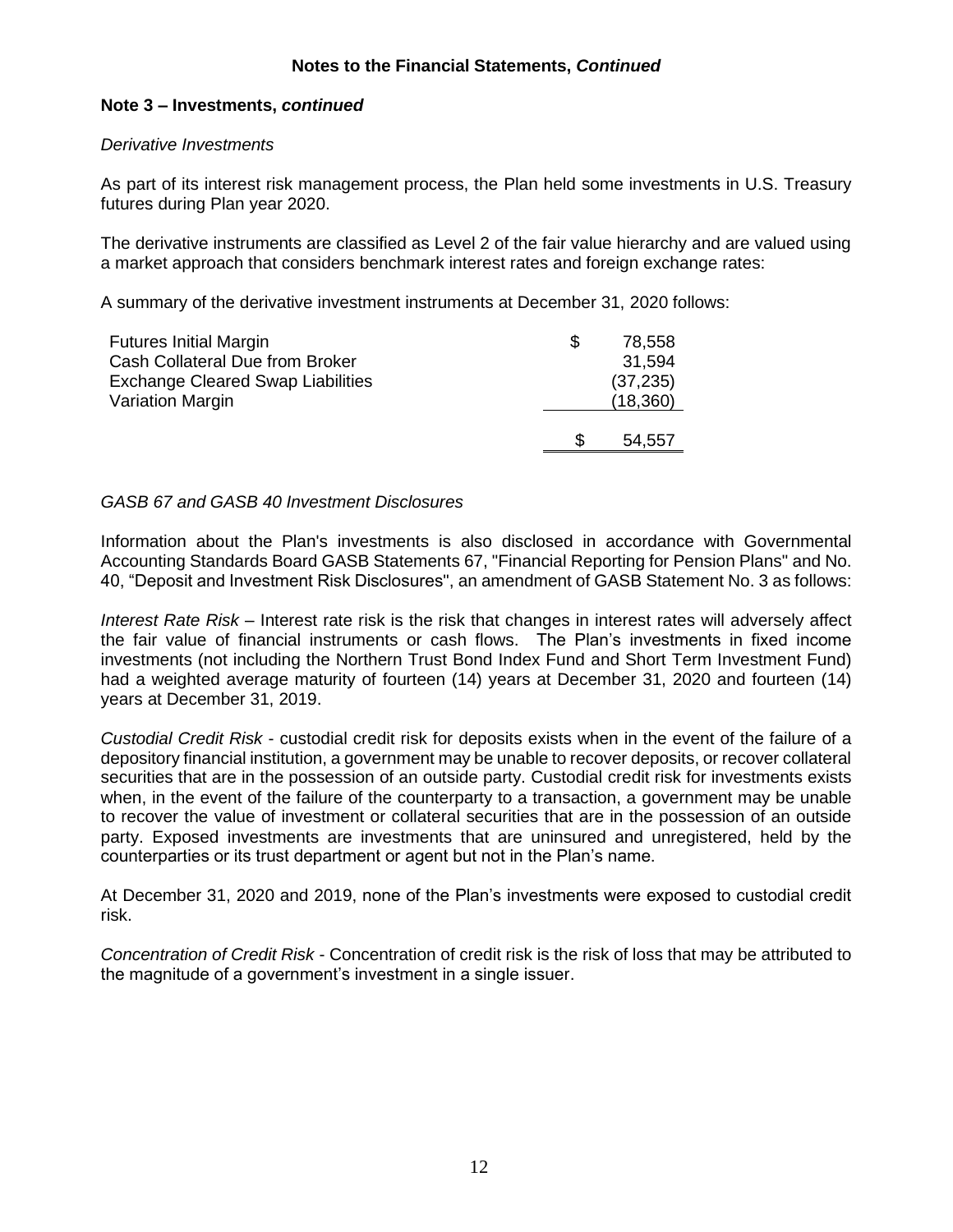## Notes to the Financial Statements, *Continued*

### Note 3 – Investments, *continued*

*Derivative Investments*

As part of its interest risk management process, the Plan held some investments in U.S. Treasury futures during Plan year 2020.

The derivative instruments are classified as Level 2 of the fair value hierarchy and are valued using a market approach that considers benchmark interest rates and foreign exchange rates:

A summary of the derivative investment instruments at December 31, 2020 follows:

| | | |
|---|---|---|
| Futures Initial Margin | $ | 78,558 |
| Cash Collateral Due from Broker | | 31,594 |
| Exchange Cleared Swap Liabilities | | (37,235) |
| Variation Margin | | (18,360) |
| | $ | 54,557 |

*GASB 67 and GASB 40 Investment Disclosures*

Information about the Plan's investments is also disclosed in accordance with Governmental Accounting Standards Board GASB Statements 67, "Financial Reporting for Pension Plans" and No. 40, "Deposit and Investment Risk Disclosures", an amendment of GASB Statement No. 3 as follows:

*Interest Rate Risk* – Interest rate risk is the risk that changes in interest rates will adversely affect the fair value of financial instruments or cash flows. The Plan's investments in fixed income investments (not including the Northern Trust Bond Index Fund and Short Term Investment Fund) had a weighted average maturity of fourteen (14) years at December 31, 2020 and fourteen (14) years at December 31, 2019.

*Custodial Credit Risk* - custodial credit risk for deposits exists when in the event of the failure of a depository financial institution, a government may be unable to recover deposits, or recover collateral securities that are in the possession of an outside party. Custodial credit risk for investments exists when, in the event of the failure of the counterparty to a transaction, a government may be unable to recover the value of investment or collateral securities that are in the possession of an outside party. Exposed investments are investments that are uninsured and unregistered, held by the counterparties or its trust department or agent but not in the Plan's name.

At December 31, 2020 and 2019, none of the Plan's investments were exposed to custodial credit risk.

*Concentration of Credit Risk* - Concentration of credit risk is the risk of loss that may be attributed to the magnitude of a government's investment in a single issuer.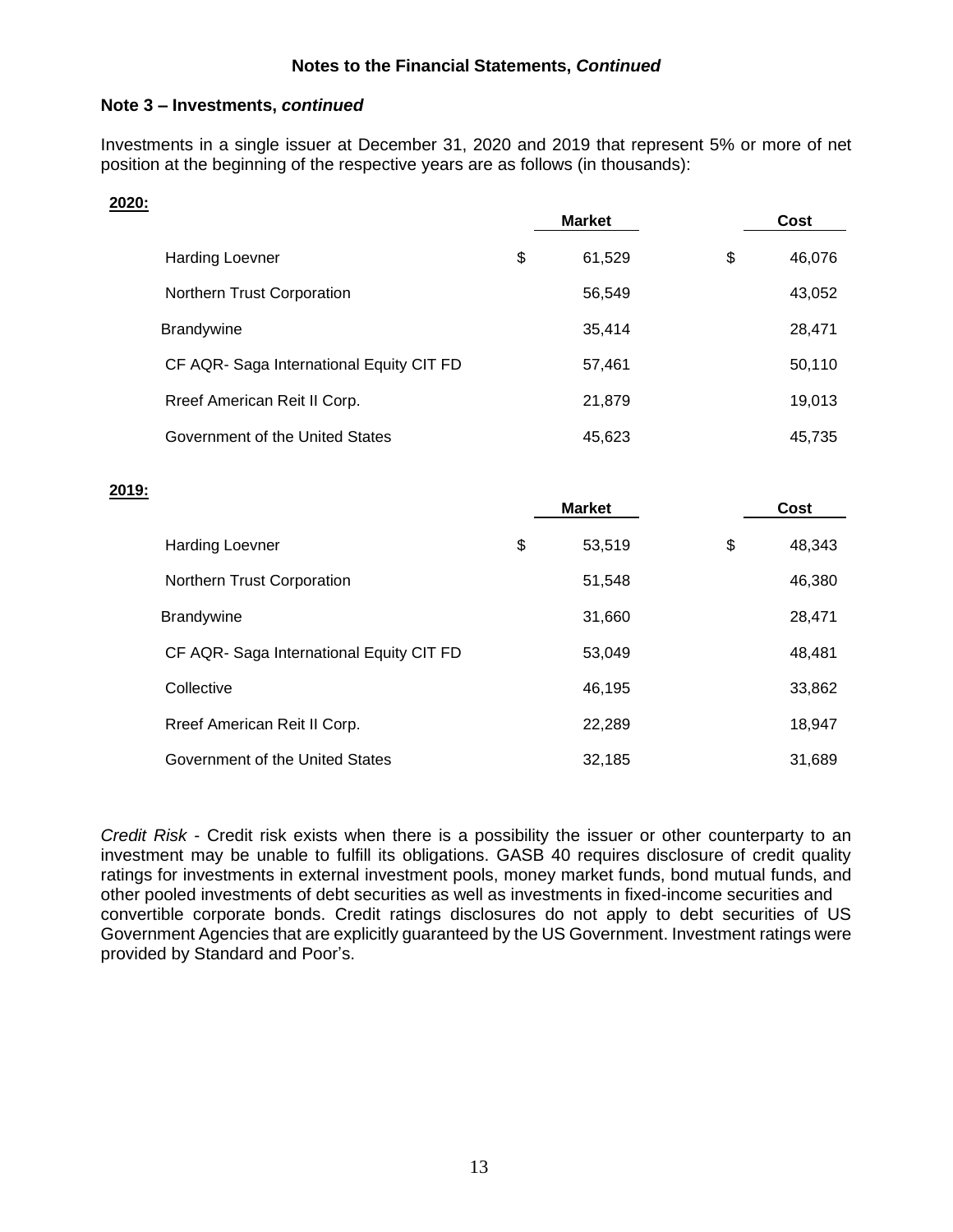**Notes to the Financial Statements, *Continued***

**Note 3 – Investments, *continued***

Investments in a single issuer at December 31, 2020 and 2019 that represent 5% or more of net position at the beginning of the respective years are as follows (in thousands):

**2020:**

| | Market | Cost |
|---|---|---|
| Harding Loevner | $ 61,529 | $ 46,076 |
| Northern Trust Corporation | 56,549 | 43,052 |
| Brandywine | 35,414 | 28,471 |
| CF AQR- Saga International Equity CIT FD | 57,461 | 50,110 |
| Rreef American Reit II Corp. | 21,879 | 19,013 |
| Government of the United States | 45,623 | 45,735 |

**2019:**

| | Market | Cost |
|---|---|---|
| Harding Loevner | $ 53,519 | $ 48,343 |
| Northern Trust Corporation | 51,548 | 46,380 |
| Brandywine | 31,660 | 28,471 |
| CF AQR- Saga International Equity CIT FD | 53,049 | 48,481 |
| Collective | 46,195 | 33,862 |
| Rreef American Reit II Corp. | 22,289 | 18,947 |
| Government of the United States | 32,185 | 31,689 |

*Credit Risk* - Credit risk exists when there is a possibility the issuer or other counterparty to an investment may be unable to fulfill its obligations. GASB 40 requires disclosure of credit quality ratings for investments in external investment pools, money market funds, bond mutual funds, and other pooled investments of debt securities as well as investments in fixed-income securities and convertible corporate bonds. Credit ratings disclosures do not apply to debt securities of US Government Agencies that are explicitly guaranteed by the US Government. Investment ratings were provided by Standard and Poor's.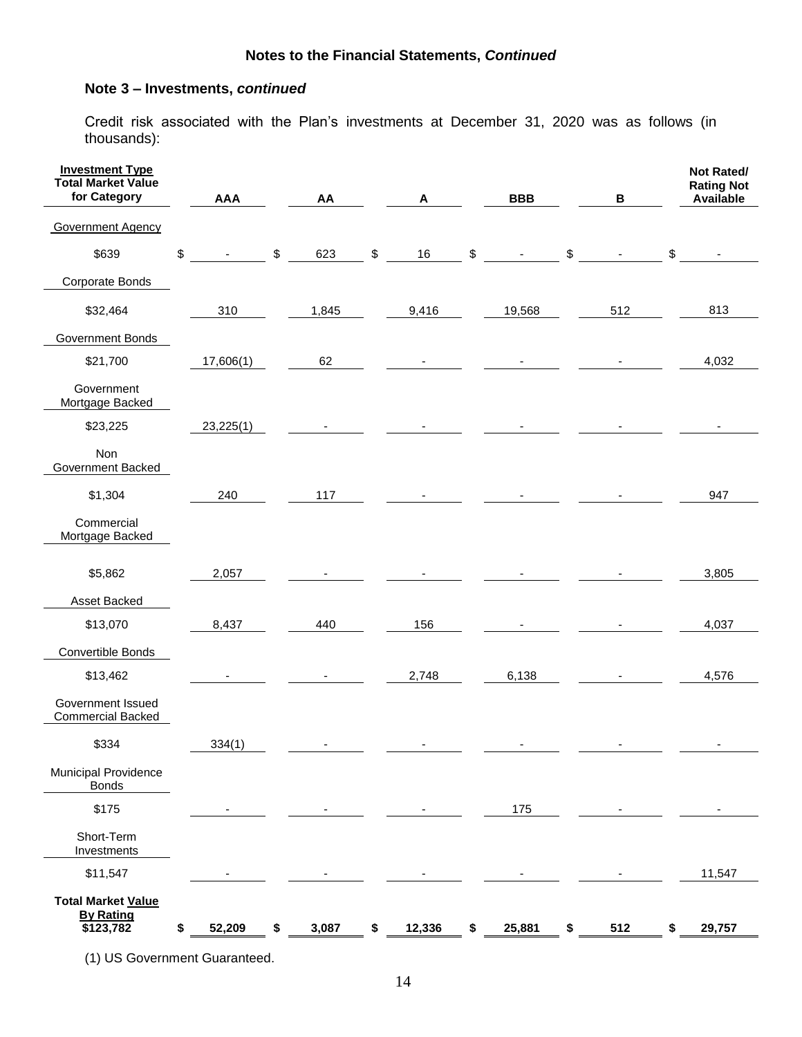## Notes to the Financial Statements, *Continued*

### Note 3 – Investments, *continued*

Credit risk associated with the Plan's investments at December 31, 2020 was as follows (in thousands):

| Investment Type Total Market Value for Category | AAA | AA | A | BBB | B | Not Rated/ Rating Not Available |
|---|---|---|---|---|---|---|
| Government Agency | | | | | | |
| $639 | $ - | $ 623 | $ 16 | $ - | $ - | $ - |
| Corporate Bonds | | | | | | |
| $32,464 | 310 | 1,845 | 9,416 | 19,568 | 512 | 813 |
| Government Bonds | | | | | | |
| $21,700 | 17,606(1) | 62 | - | - | - | 4,032 |
| Government Mortgage Backed | | | | | | |
| $23,225 | 23,225(1) | - | - | - | - | - |
| Non Government Backed | | | | | | |
| $1,304 | 240 | 117 | - | - | - | 947 |
| Commercial Mortgage Backed | | | | | | |
| $5,862 | 2,057 | - | - | - | - | 3,805 |
| Asset Backed | | | | | | |
| $13,070 | 8,437 | 440 | 156 | - | - | 4,037 |
| Convertible Bonds | | | | | | |
| $13,462 | - | - | 2,748 | 6,138 | - | 4,576 |
| Government Issued Commercial Backed | | | | | | |
| $334 | 334(1) | - | - | - | - | - |
| Municipal Providence Bonds | | | | | | |
| $175 | - | - | - | 175 | - | - |
| Short-Term Investments | | | | | | |
| $11,547 | - | - | - | - | - | 11,547 |
| **Total Market Value By Rating $123,782** | **$ 52,209** | **$ 3,087** | **$ 12,336** | **$ 25,881** | **$ 512** | **$ 29,757** |

(1) US Government Guaranteed.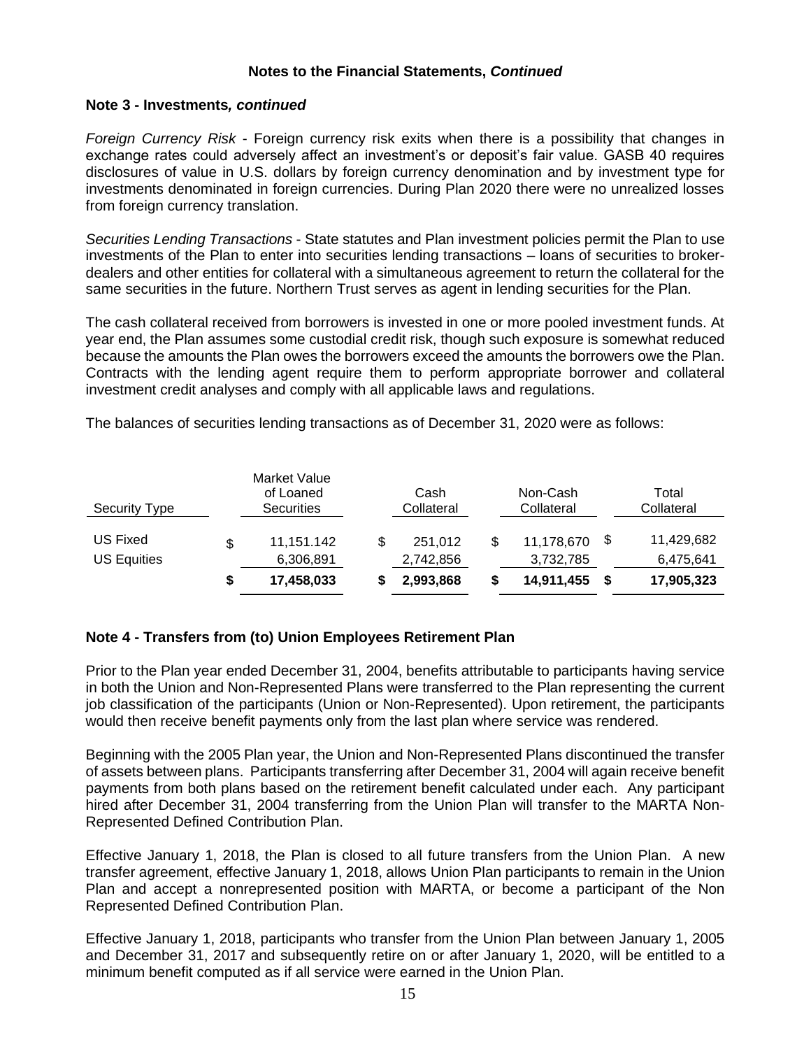## Notes to the Financial Statements, *Continued*

### Note 3 - Investments*, continued*

*Foreign Currency Risk* - Foreign currency risk exits when there is a possibility that changes in exchange rates could adversely affect an investment's or deposit's fair value. GASB 40 requires disclosures of value in U.S. dollars by foreign currency denomination and by investment type for investments denominated in foreign currencies. During Plan 2020 there were no unrealized losses from foreign currency translation.

*Securities Lending Transactions* - State statutes and Plan investment policies permit the Plan to use investments of the Plan to enter into securities lending transactions – loans of securities to broker-dealers and other entities for collateral with a simultaneous agreement to return the collateral for the same securities in the future. Northern Trust serves as agent in lending securities for the Plan.

The cash collateral received from borrowers is invested in one or more pooled investment funds. At year end, the Plan assumes some custodial credit risk, though such exposure is somewhat reduced because the amounts the Plan owes the borrowers exceed the amounts the borrowers owe the Plan. Contracts with the lending agent require them to perform appropriate borrower and collateral investment credit analyses and comply with all applicable laws and regulations.

The balances of securities lending transactions as of December 31, 2020 were as follows:

| Security Type | Market Value of Loaned Securities | Cash Collateral | Non-Cash Collateral | Total Collateral |
|---|---|---|---|---|
| US Fixed | $ 11,151.142 | $ 251,012 | $ 11,178,670 | $ 11,429,682 |
| US Equities | 6,306,891 | 2,742,856 | 3,732,785 | 6,475,641 |
| | **$ 17,458,033** | **$ 2,993,868** | **$ 14,911,455** | **$ 17,905,323** |

### Note 4 - Transfers from (to) Union Employees Retirement Plan

Prior to the Plan year ended December 31, 2004, benefits attributable to participants having service in both the Union and Non-Represented Plans were transferred to the Plan representing the current job classification of the participants (Union or Non-Represented). Upon retirement, the participants would then receive benefit payments only from the last plan where service was rendered.

Beginning with the 2005 Plan year, the Union and Non-Represented Plans discontinued the transfer of assets between plans. Participants transferring after December 31, 2004 will again receive benefit payments from both plans based on the retirement benefit calculated under each. Any participant hired after December 31, 2004 transferring from the Union Plan will transfer to the MARTA Non-Represented Defined Contribution Plan.

Effective January 1, 2018, the Plan is closed to all future transfers from the Union Plan. A new transfer agreement, effective January 1, 2018, allows Union Plan participants to remain in the Union Plan and accept a nonrepresented position with MARTA, or become a participant of the Non Represented Defined Contribution Plan.

Effective January 1, 2018, participants who transfer from the Union Plan between January 1, 2005 and December 31, 2017 and subsequently retire on or after January 1, 2020, will be entitled to a minimum benefit computed as if all service were earned in the Union Plan.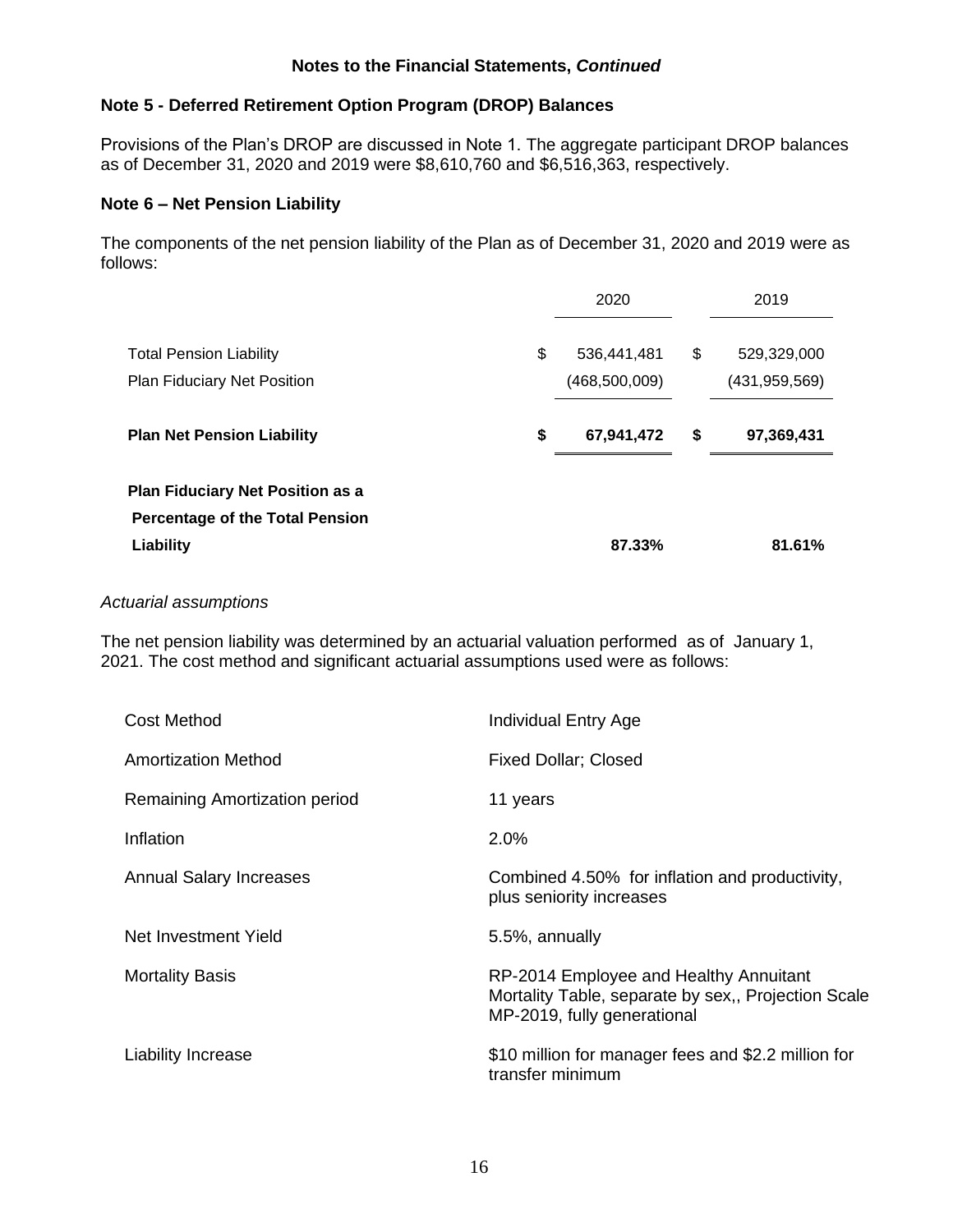**Notes to the Financial Statements, *Continued***

## Note 5 - Deferred Retirement Option Program (DROP) Balances

Provisions of the Plan's DROP are discussed in Note 1. The aggregate participant DROP balances as of December 31, 2020 and 2019 were $8,610,760 and $6,516,363, respectively.

## Note 6 – Net Pension Liability

The components of the net pension liability of the Plan as of December 31, 2020 and 2019 were as follows:

| | 2020 | 2019 |
|---|---|---|
| Total Pension Liability | $ 536,441,481 | $ 529,329,000 |
| Plan Fiduciary Net Position | (468,500,009) | (431,959,569) |
| **Plan Net Pension Liability** | **$ 67,941,472** | **$ 97,369,431** |
| **Plan Fiduciary Net Position as a Percentage of the Total Pension Liability** | **87.33%** | **81.61%** |

*Actuarial assumptions*

The net pension liability was determined by an actuarial valuation performed as of January 1, 2021. The cost method and significant actuarial assumptions used were as follows:

| | |
|---|---|
| Cost Method | Individual Entry Age |
| Amortization Method | Fixed Dollar; Closed |
| Remaining Amortization period | 11 years |
| Inflation | 2.0% |
| Annual Salary Increases | Combined 4.50% for inflation and productivity, plus seniority increases |
| Net Investment Yield | 5.5%, annually |
| Mortality Basis | RP-2014 Employee and Healthy Annuitant Mortality Table, separate by sex,, Projection Scale MP-2019, fully generational |
| Liability Increase | $10 million for manager fees and $2.2 million for transfer minimum |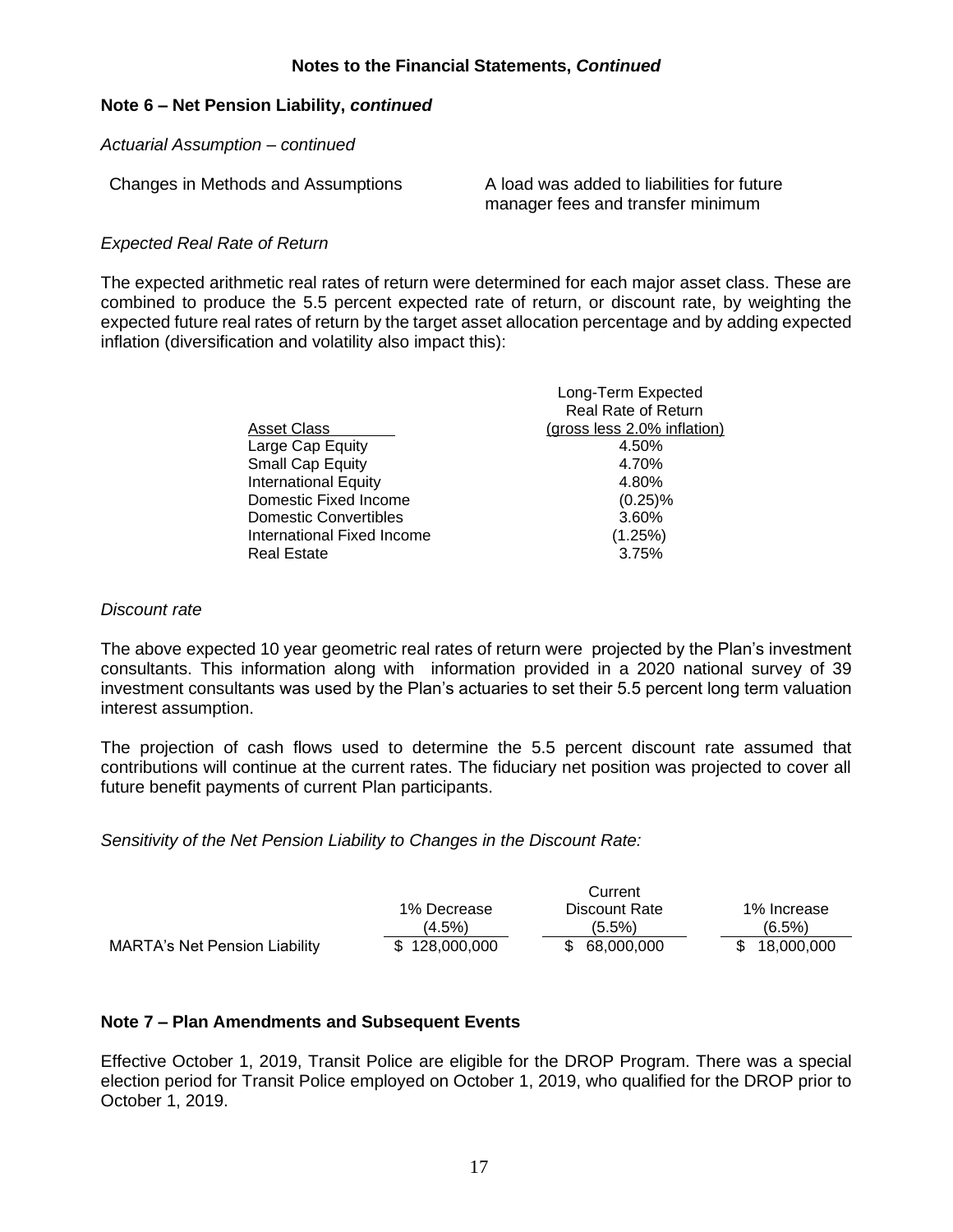**Notes to the Financial Statements, *Continued***

## Note 6 – Net Pension Liability, *continued*

*Actuarial Assumption – continued*

| | |
|---|---|
| Changes in Methods and Assumptions | A load was added to liabilities for future manager fees and transfer minimum |

*Expected Real Rate of Return*

The expected arithmetic real rates of return were determined for each major asset class. These are combined to produce the 5.5 percent expected rate of return, or discount rate, by weighting the expected future real rates of return by the target asset allocation percentage and by adding expected inflation (diversification and volatility also impact this):

| Asset Class | Long-Term Expected Real Rate of Return (gross less 2.0% inflation) |
|---|---|
| Large Cap Equity | 4.50% |
| Small Cap Equity | 4.70% |
| International Equity | 4.80% |
| Domestic Fixed Income | (0.25)% |
| Domestic Convertibles | 3.60% |
| International Fixed Income | (1.25%) |
| Real Estate | 3.75% |

*Discount rate*

The above expected 10 year geometric real rates of return were projected by the Plan's investment consultants. This information along with information provided in a 2020 national survey of 39 investment consultants was used by the Plan's actuaries to set their 5.5 percent long term valuation interest assumption.

The projection of cash flows used to determine the 5.5 percent discount rate assumed that contributions will continue at the current rates. The fiduciary net position was projected to cover all future benefit payments of current Plan participants.

*Sensitivity of the Net Pension Liability to Changes in the Discount Rate:*

| | 1% Decrease (4.5%) | Current Discount Rate (5.5%) | 1% Increase (6.5%) |
|---|---|---|---|
| MARTA's Net Pension Liability | $ 128,000,000 | $ 68,000,000 | $ 18,000,000 |

## Note 7 – Plan Amendments and Subsequent Events

Effective October 1, 2019, Transit Police are eligible for the DROP Program. There was a special election period for Transit Police employed on October 1, 2019, who qualified for the DROP prior to October 1, 2019.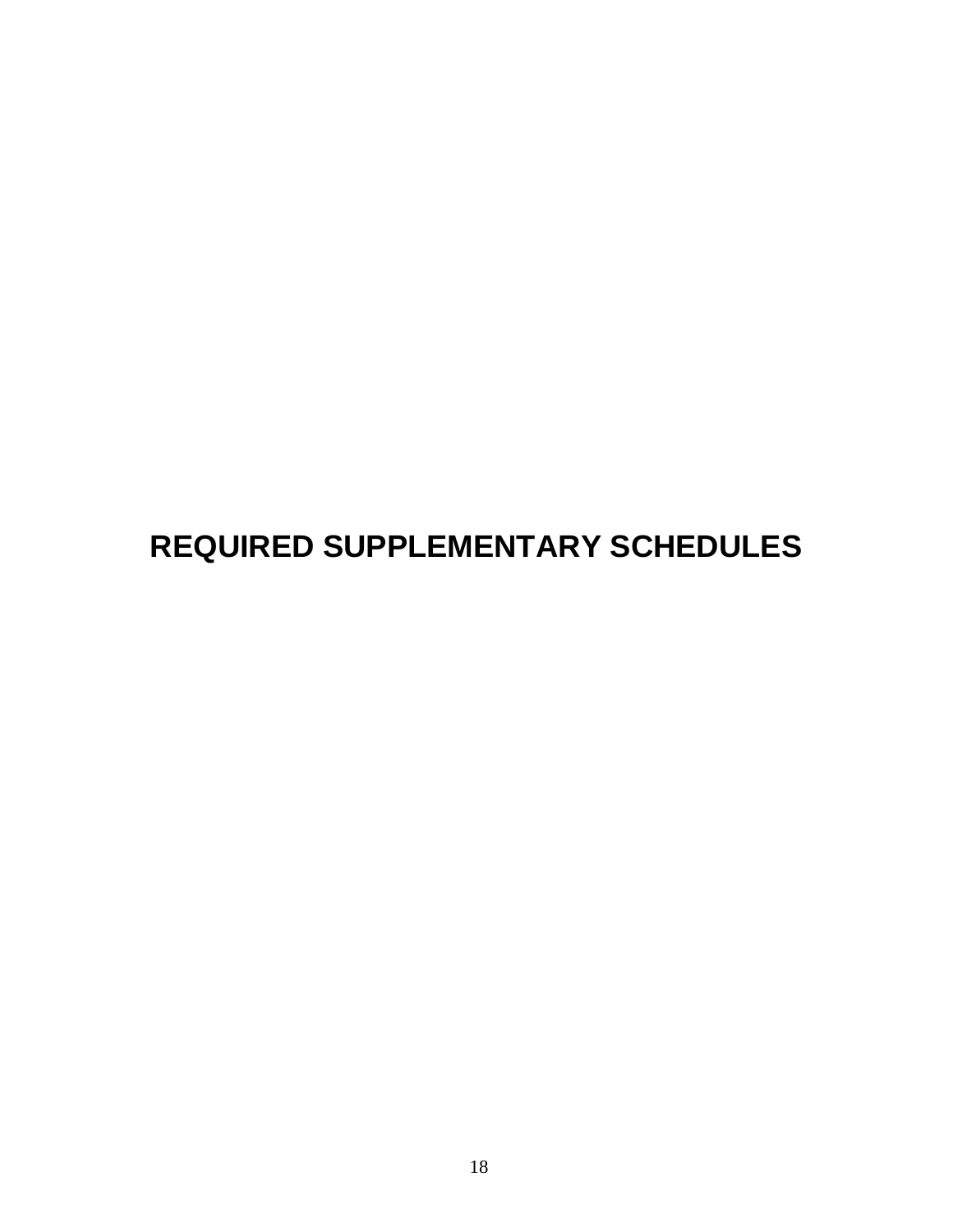# REQUIRED SUPPLEMENTARY SCHEDULES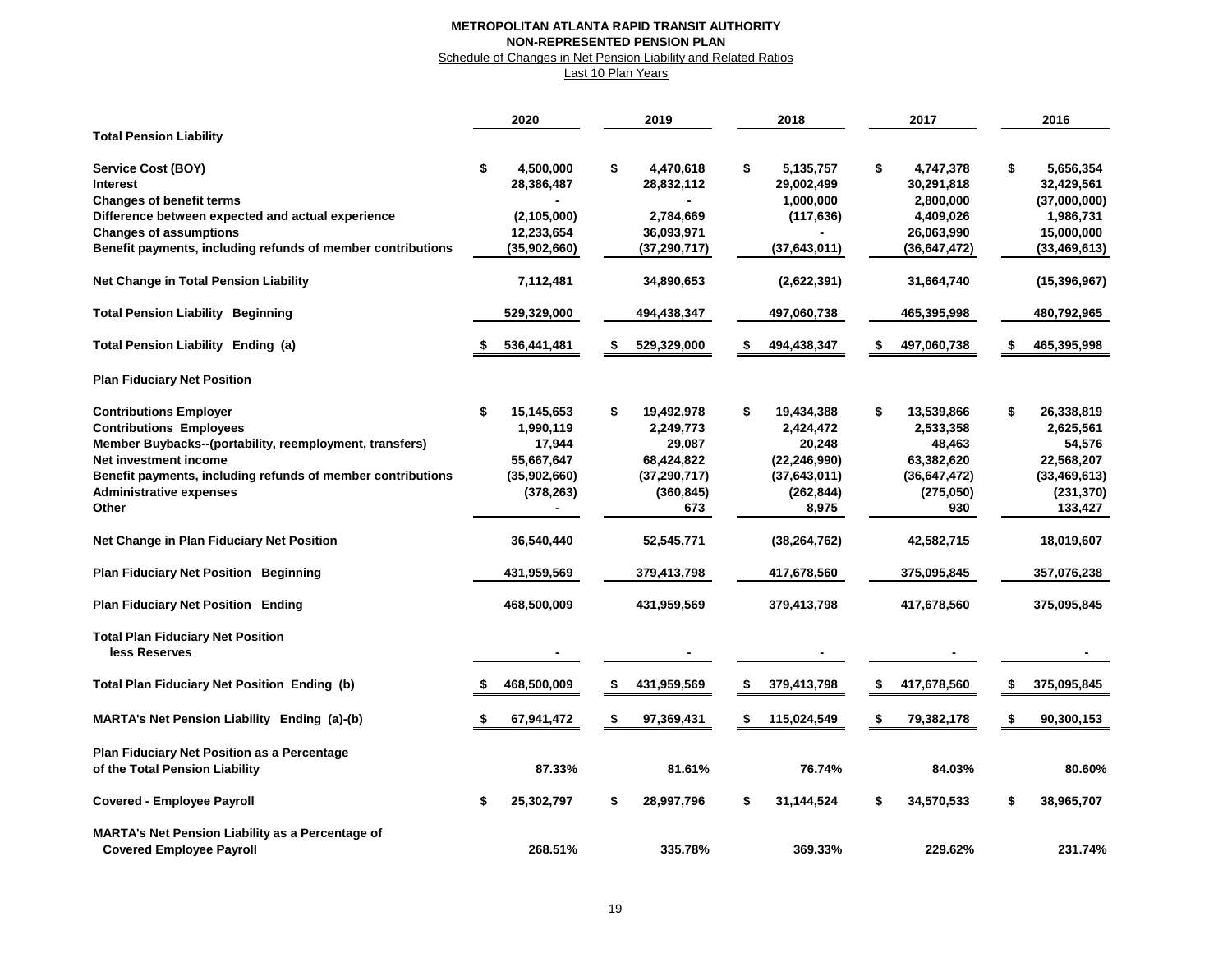**METROPOLITAN ATLANTA RAPID TRANSIT AUTHORITY**

**NON-REPRESENTED PENSION PLAN**

Schedule of Changes in Net Pension Liability and Related Ratios

Last 10 Plan Years

| | 2020 | 2019 | 2018 | 2017 | 2016 |
|---|---|---|---|---|---|
| **Total Pension Liability** | | | | | |
| **Service Cost (BOY)** | $ 4,500,000 | $ 4,470,618 | $ 5,135,757 | $ 4,747,378 | $ 5,656,354 |
| **Interest** | 28,386,487 | 28,832,112 | 29,002,499 | 30,291,818 | 32,429,561 |
| **Changes of benefit terms** | - | - | 1,000,000 | 2,800,000 | (37,000,000) |
| **Difference between expected and actual experience** | (2,105,000) | 2,784,669 | (117,636) | 4,409,026 | 1,986,731 |
| **Changes of assumptions** | 12,233,654 | 36,093,971 | - | 26,063,990 | 15,000,000 |
| **Benefit payments, including refunds of member contributions** | (35,902,660) | (37,290,717) | (37,643,011) | (36,647,472) | (33,469,613) |
| **Net Change in Total Pension Liability** | 7,112,481 | 34,890,653 | (2,622,391) | 31,664,740 | (15,396,967) |
| **Total Pension Liability Beginning** | 529,329,000 | 494,438,347 | 497,060,738 | 465,395,998 | 480,792,965 |
| **Total Pension Liability Ending (a)** | $ 536,441,481 | $ 529,329,000 | $ 494,438,347 | $ 497,060,738 | $ 465,395,998 |
| **Plan Fiduciary Net Position** | | | | | |
| **Contributions Employer** | $ 15,145,653 | $ 19,492,978 | $ 19,434,388 | $ 13,539,866 | $ 26,338,819 |
| **Contributions Employees** | 1,990,119 | 2,249,773 | 2,424,472 | 2,533,358 | 2,625,561 |
| **Member Buybacks--(portability, reemployment, transfers)** | 17,944 | 29,087 | 20,248 | 48,463 | 54,576 |
| **Net investment income** | 55,667,647 | 68,424,822 | (22,246,990) | 63,382,620 | 22,568,207 |
| **Benefit payments, including refunds of member contributions** | (35,902,660) | (37,290,717) | (37,643,011) | (36,647,472) | (33,469,613) |
| **Administrative expenses** | (378,263) | (360,845) | (262,844) | (275,050) | (231,370) |
| **Other** | - | 673 | 8,975 | 930 | 133,427 |
| **Net Change in Plan Fiduciary Net Position** | 36,540,440 | 52,545,771 | (38,264,762) | 42,582,715 | 18,019,607 |
| **Plan Fiduciary Net Position Beginning** | 431,959,569 | 379,413,798 | 417,678,560 | 375,095,845 | 357,076,238 |
| **Plan Fiduciary Net Position Ending** | 468,500,009 | 431,959,569 | 379,413,798 | 417,678,560 | 375,095,845 |
| **Total Plan Fiduciary Net Position less Reserves** | - | - | - | - | - |
| **Total Plan Fiduciary Net Position Ending (b)** | $ 468,500,009 | $ 431,959,569 | $ 379,413,798 | $ 417,678,560 | $ 375,095,845 |
| **MARTA's Net Pension Liability Ending (a)-(b)** | $ 67,941,472 | $ 97,369,431 | $ 115,024,549 | $ 79,382,178 | $ 90,300,153 |
| **Plan Fiduciary Net Position as a Percentage of the Total Pension Liability** | 87.33% | 81.61% | 76.74% | 84.03% | 80.60% |
| **Covered - Employee Payroll** | $ 25,302,797 | $ 28,997,796 | $ 31,144,524 | $ 34,570,533 | $ 38,965,707 |
| **MARTA's Net Pension Liability as a Percentage of Covered Employee Payroll** | 268.51% | 335.78% | 369.33% | 229.62% | 231.74% |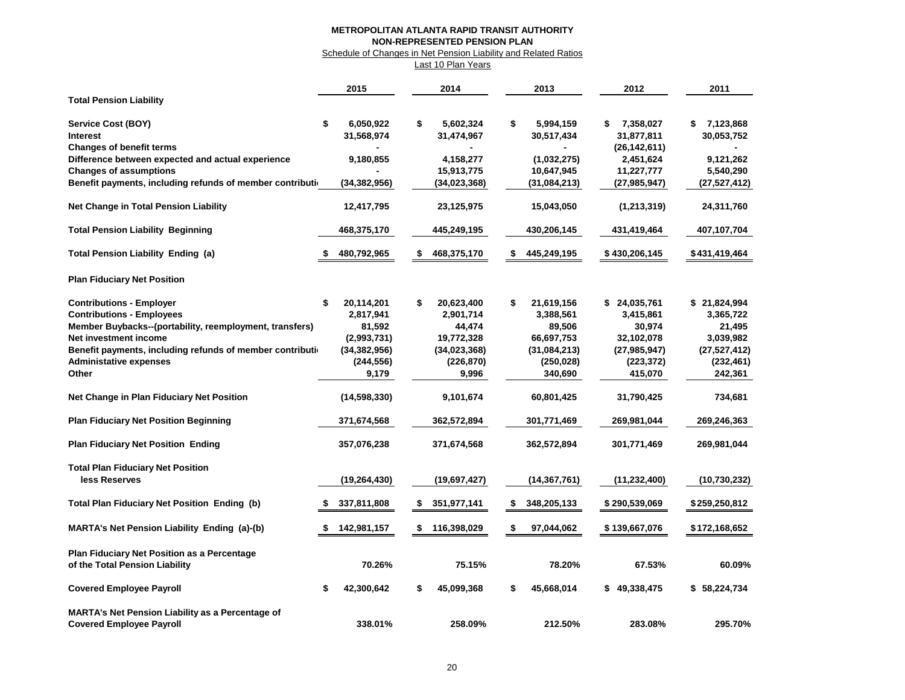**METROPOLITAN ATLANTA RAPID TRANSIT AUTHORITY**
**NON-REPRESENTED PENSION PLAN**
Schedule of Changes in Net Pension Liability and Related Ratios
Last 10 Plan Years

| | 2015 | 2014 | 2013 | 2012 | 2011 |
|---|---|---|---|---|---|
| **Total Pension Liability** | | | | | |
| Service Cost (BOY) | $ 6,050,922 | $ 5,602,324 | $ 5,994,159 | $ 7,358,027 | $ 7,123,868 |
| Interest | 31,568,974 | 31,474,967 | 30,517,434 | 31,877,811 | 30,053,752 |
| Changes of benefit terms | - | - | - | (26,142,611) | - |
| Difference between expected and actual experience | 9,180,855 | 4,158,277 | (1,032,275) | 2,451,624 | 9,121,262 |
| Changes of assumptions | - | 15,913,775 | 10,647,945 | 11,227,777 | 5,540,290 |
| Benefit payments, including refunds of member contributi | (34,382,956) | (34,023,368) | (31,084,213) | (27,985,947) | (27,527,412) |
| Net Change in Total Pension Liability | 12,417,795 | 23,125,975 | 15,043,050 | (1,213,319) | 24,311,760 |
| Total Pension Liability Beginning | 468,375,170 | 445,249,195 | 430,206,145 | 431,419,464 | 407,107,704 |
| Total Pension Liability Ending (a) | $ 480,792,965 | $ 468,375,170 | $ 445,249,195 | $ 430,206,145 | $ 431,419,464 |
| **Plan Fiduciary Net Position** | | | | | |
| Contributions - Employer | $ 20,114,201 | $ 20,623,400 | $ 21,619,156 | $ 24,035,761 | $ 21,824,994 |
| Contributions - Employees | 2,817,941 | 2,901,714 | 3,388,561 | 3,415,861 | 3,365,722 |
| Member Buybacks--(portability, reemployment, transfers) | 81,592 | 44,474 | 89,506 | 30,974 | 21,495 |
| Net investment income | (2,993,731) | 19,772,328 | 66,697,753 | 32,102,078 | 3,039,982 |
| Benefit payments, including refunds of member contributi | (34,382,956) | (34,023,368) | (31,084,213) | (27,985,947) | (27,527,412) |
| Administative expenses | (244,556) | (226,870) | (250,028) | (223,372) | (232,461) |
| Other | 9,179 | 9,996 | 340,690 | 415,070 | 242,361 |
| Net Change in Plan Fiduciary Net Position | (14,598,330) | 9,101,674 | 60,801,425 | 31,790,425 | 734,681 |
| Plan Fiduciary Net Position Beginning | 371,674,568 | 362,572,894 | 301,771,469 | 269,981,044 | 269,246,363 |
| Plan Fiduciary Net Position Ending | 357,076,238 | 371,674,568 | 362,572,894 | 301,771,469 | 269,981,044 |
| Total Plan Fiduciary Net Position less Reserves | (19,264,430) | (19,697,427) | (14,367,761) | (11,232,400) | (10,730,232) |
| Total Plan Fiduciary Net Position Ending (b) | $ 337,811,808 | $ 351,977,141 | $ 348,205,133 | $ 290,539,069 | $ 259,250,812 |
| MARTA's Net Pension Liability Ending (a)-(b) | $ 142,981,157 | $ 116,398,029 | $ 97,044,062 | $ 139,667,076 | $ 172,168,652 |
| Plan Fiduciary Net Position as a Percentage of the Total Pension Liability | 70.26% | 75.15% | 78.20% | 67.53% | 60.09% |
| Covered Employee Payroll | $ 42,300,642 | $ 45,099,368 | $ 45,668,014 | $ 49,338,475 | $ 58,224,734 |
| MARTA's Net Pension Liability as a Percentage of Covered Employee Payroll | 338.01% | 258.09% | 212.50% | 283.08% | 295.70% |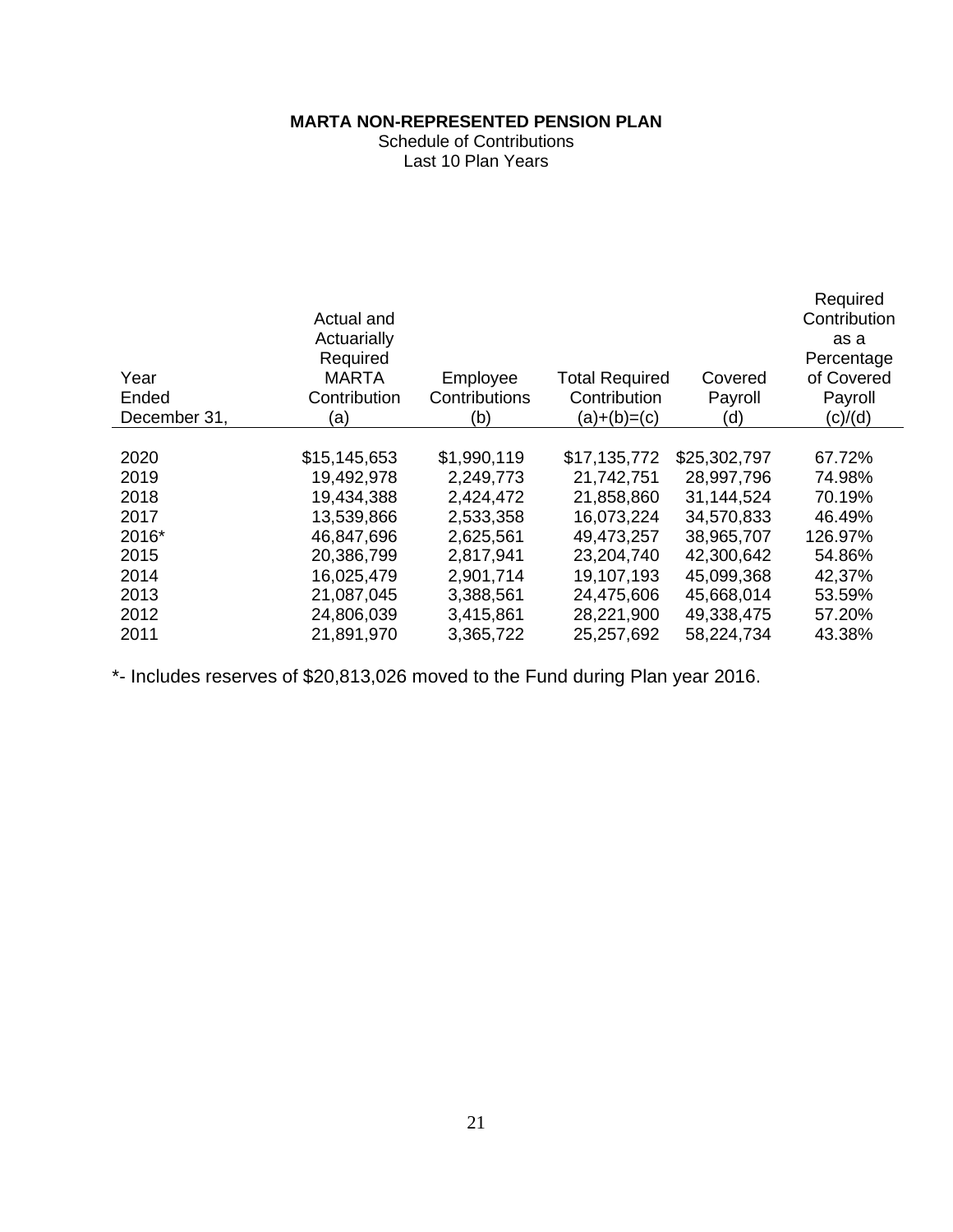**MARTA NON-REPRESENTED PENSION PLAN**

Schedule of Contributions

Last 10 Plan Years

| Year Ended December 31, | Actual and Actuarially Required MARTA Contribution (a) | Employee Contributions (b) | Total Required Contribution (a)+(b)=(c) | Covered Payroll (d) | Required Contribution as a Percentage of Covered Payroll (c)/(d) |
|---|---|---|---|---|---|
| 2020 | $15,145,653 | $1,990,119 | $17,135,772 | $25,302,797 | 67.72% |
| 2019 | 19,492,978 | 2,249,773 | 21,742,751 | 28,997,796 | 74.98% |
| 2018 | 19,434,388 | 2,424,472 | 21,858,860 | 31,144,524 | 70.19% |
| 2017 | 13,539,866 | 2,533,358 | 16,073,224 | 34,570,833 | 46.49% |
| 2016* | 46,847,696 | 2,625,561 | 49,473,257 | 38,965,707 | 126.97% |
| 2015 | 20,386,799 | 2,817,941 | 23,204,740 | 42,300,642 | 54.86% |
| 2014 | 16,025,479 | 2,901,714 | 19,107,193 | 45,099,368 | 42,37% |
| 2013 | 21,087,045 | 3,388,561 | 24,475,606 | 45,668,014 | 53.59% |
| 2012 | 24,806,039 | 3,415,861 | 28,221,900 | 49,338,475 | 57.20% |
| 2011 | 21,891,970 | 3,365,722 | 25,257,692 | 58,224,734 | 43.38% |

*- Includes reserves of $20,813,026 moved to the Fund during Plan year 2016.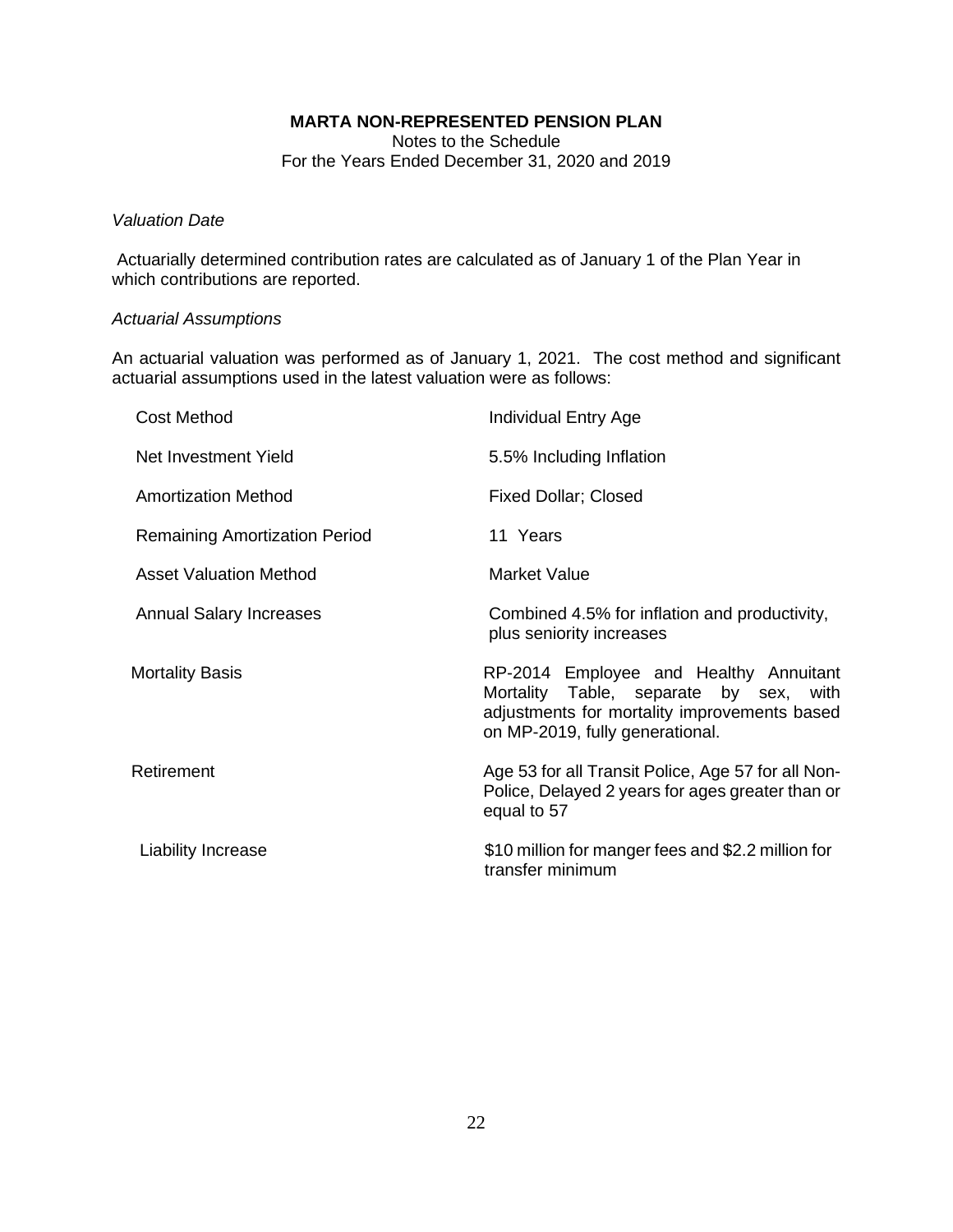**MARTA NON-REPRESENTED PENSION PLAN**
Notes to the Schedule
For the Years Ended December 31, 2020 and 2019

*Valuation Date*

Actuarially determined contribution rates are calculated as of January 1 of the Plan Year in which contributions are reported.

*Actuarial Assumptions*

An actuarial valuation was performed as of January 1, 2021. The cost method and significant actuarial assumptions used in the latest valuation were as follows:

| | |
|---|---|
| Cost Method | Individual Entry Age |
| Net Investment Yield | 5.5% Including Inflation |
| Amortization Method | Fixed Dollar; Closed |
| Remaining Amortization Period | 11 Years |
| Asset Valuation Method | Market Value |
| Annual Salary Increases | Combined 4.5% for inflation and productivity, plus seniority increases |
| Mortality Basis | RP-2014 Employee and Healthy Annuitant Mortality Table, separate by sex, with adjustments for mortality improvements based on MP-2019, fully generational. |
| Retirement | Age 53 for all Transit Police, Age 57 for all Non-Police, Delayed 2 years for ages greater than or equal to 57 |
| Liability Increase | $10 million for manger fees and $2.2 million for transfer minimum |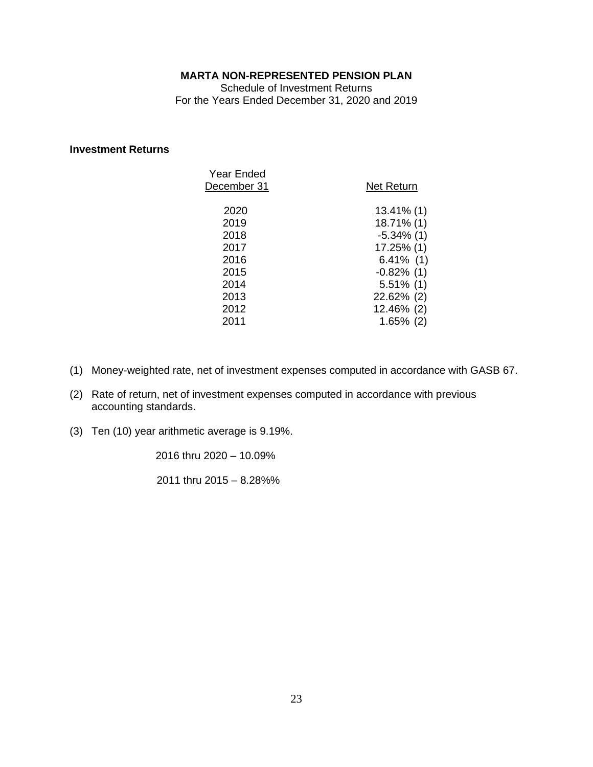**MARTA NON-REPRESENTED PENSION PLAN**

Schedule of Investment Returns

For the Years Ended December 31, 2020 and 2019

**Investment Returns**

| Year Ended December 31 | Net Return |
|---|---|
| 2020 | 13.41% (1) |
| 2019 | 18.71% (1) |
| 2018 | -5.34% (1) |
| 2017 | 17.25% (1) |
| 2016 | 6.41% (1) |
| 2015 | -0.82% (1) |
| 2014 | 5.51% (1) |
| 2013 | 22.62% (2) |
| 2012 | 12.46% (2) |
| 2011 | 1.65% (2) |

(1) Money-weighted rate, net of investment expenses computed in accordance with GASB 67.

(2) Rate of return, net of investment expenses computed in accordance with previous accounting standards.

(3) Ten (10) year arithmetic average is 9.19%.

2016 thru 2020 – 10.09%

2011 thru 2015 – 8.28%%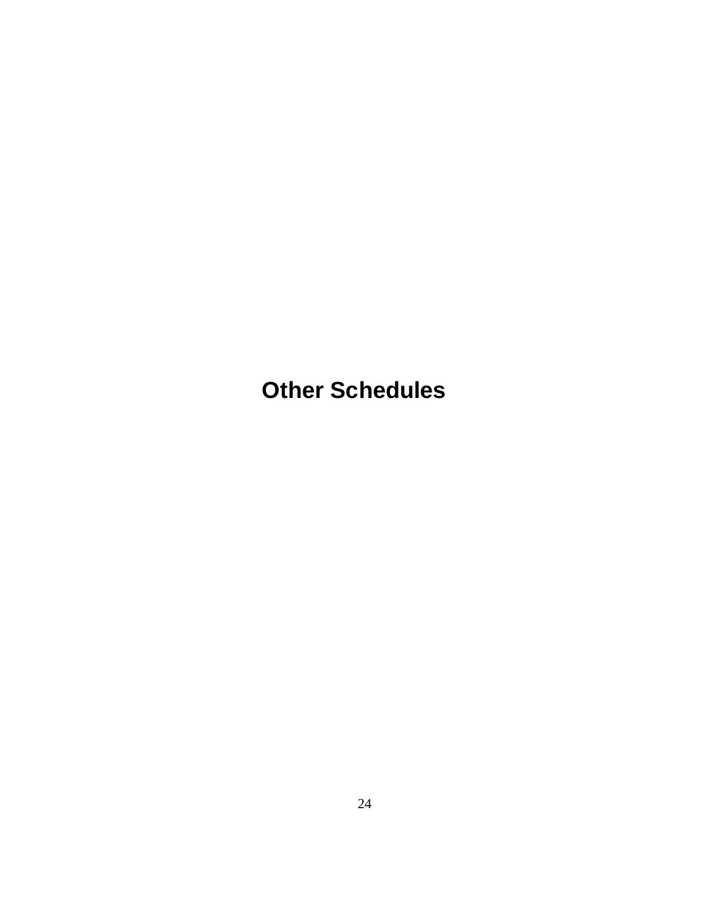# Other Schedules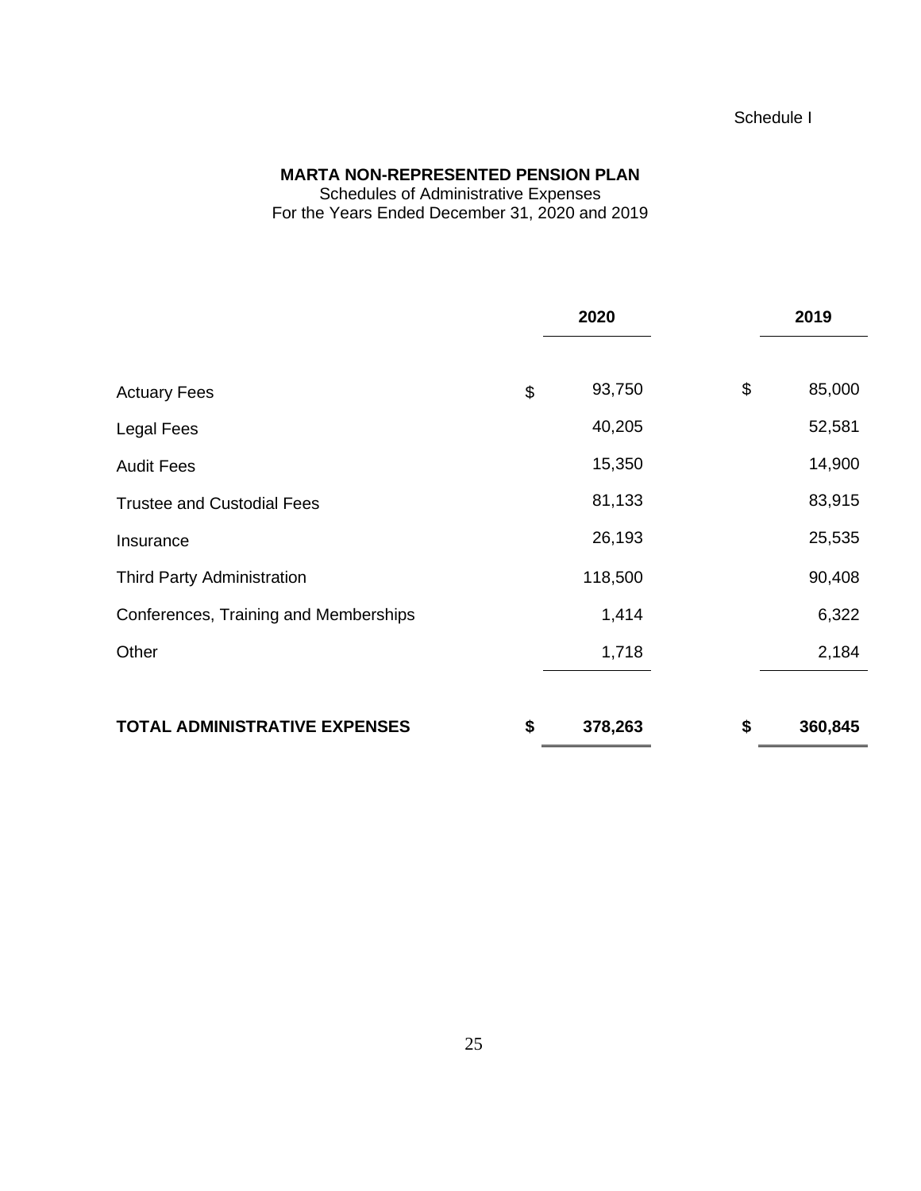Schedule I

**MARTA NON-REPRESENTED PENSION PLAN**
Schedules of Administrative Expenses
For the Years Ended December 31, 2020 and 2019

| | 2020 | 2019 |
|---|---|---|
| Actuary Fees | $ 93,750 | $ 85,000 |
| Legal Fees | 40,205 | 52,581 |
| Audit Fees | 15,350 | 14,900 |
| Trustee and Custodial Fees | 81,133 | 83,915 |
| Insurance | 26,193 | 25,535 |
| Third Party Administration | 118,500 | 90,408 |
| Conferences, Training and Memberships | 1,414 | 6,322 |
| Other | 1,718 | 2,184 |
| **TOTAL ADMINISTRATIVE EXPENSES** | **$ 378,263** | **$ 360,845** |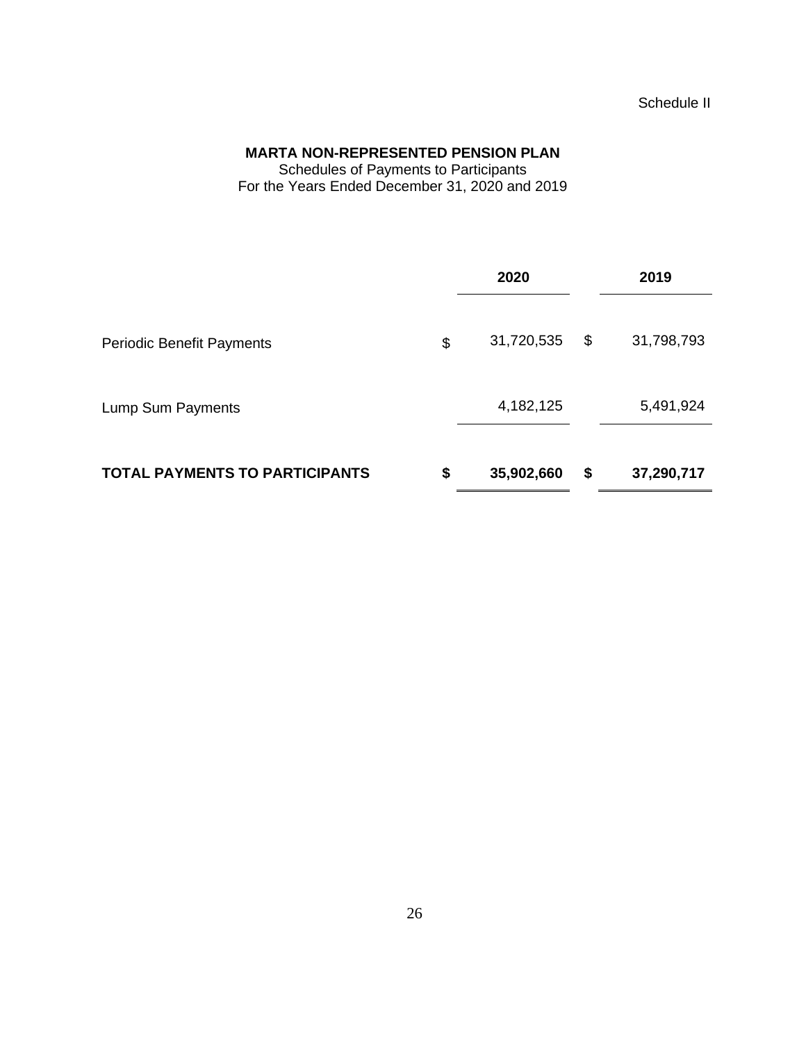Schedule II

**MARTA NON-REPRESENTED PENSION PLAN**

Schedules of Payments to Participants

For the Years Ended December 31, 2020 and 2019

| | 2020 | 2019 |
|---|---|---|
| Periodic Benefit Payments | $ 31,720,535 | $ 31,798,793 |
| Lump Sum Payments | 4,182,125 | 5,491,924 |
| **TOTAL PAYMENTS TO PARTICIPANTS** | **$ 35,902,660** | **$ 37,290,717** |